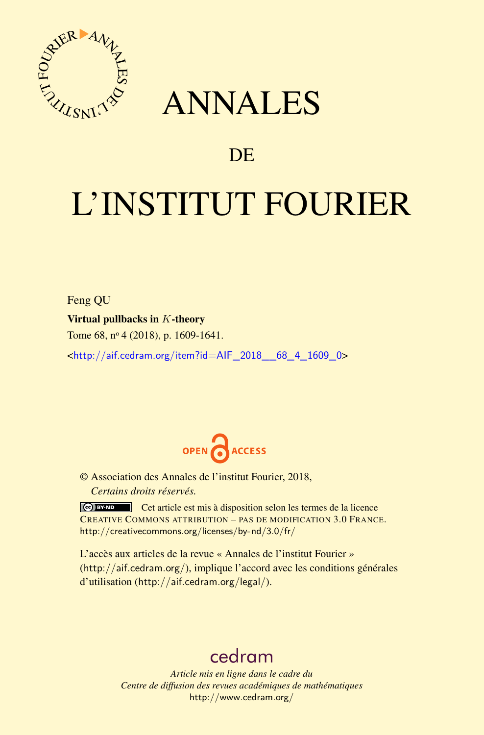# ANNALES

## DE

# L'INSTITUT FOURIER

Feng QU

**Virtual pullbacks in $K$-theory**

Tome 68, nº 4 (2018), p. 1609-1641.

<http://aif.cedram.org/item?id=AIF_2018__68_4_1609_0>

OPEN ACCESS

© Association des Annales de l'institut Fourier, 2018,
*Certains droits réservés.*

Cet article est mis à disposition selon les termes de la licence CREATIVE COMMONS ATTRIBUTION – PAS DE MODIFICATION 3.0 FRANCE.
http://creativecommons.org/licenses/by-nd/3.0/fr/

L'accès aux articles de la revue « Annales de l'institut Fourier » (http://aif.cedram.org/), implique l'accord avec les conditions générales d'utilisation (http://aif.cedram.org/legal/).

cedram

*Article mis en ligne dans le cadre du*
*Centre de diffusion des revues académiques de mathématiques*
http://www.cedram.org/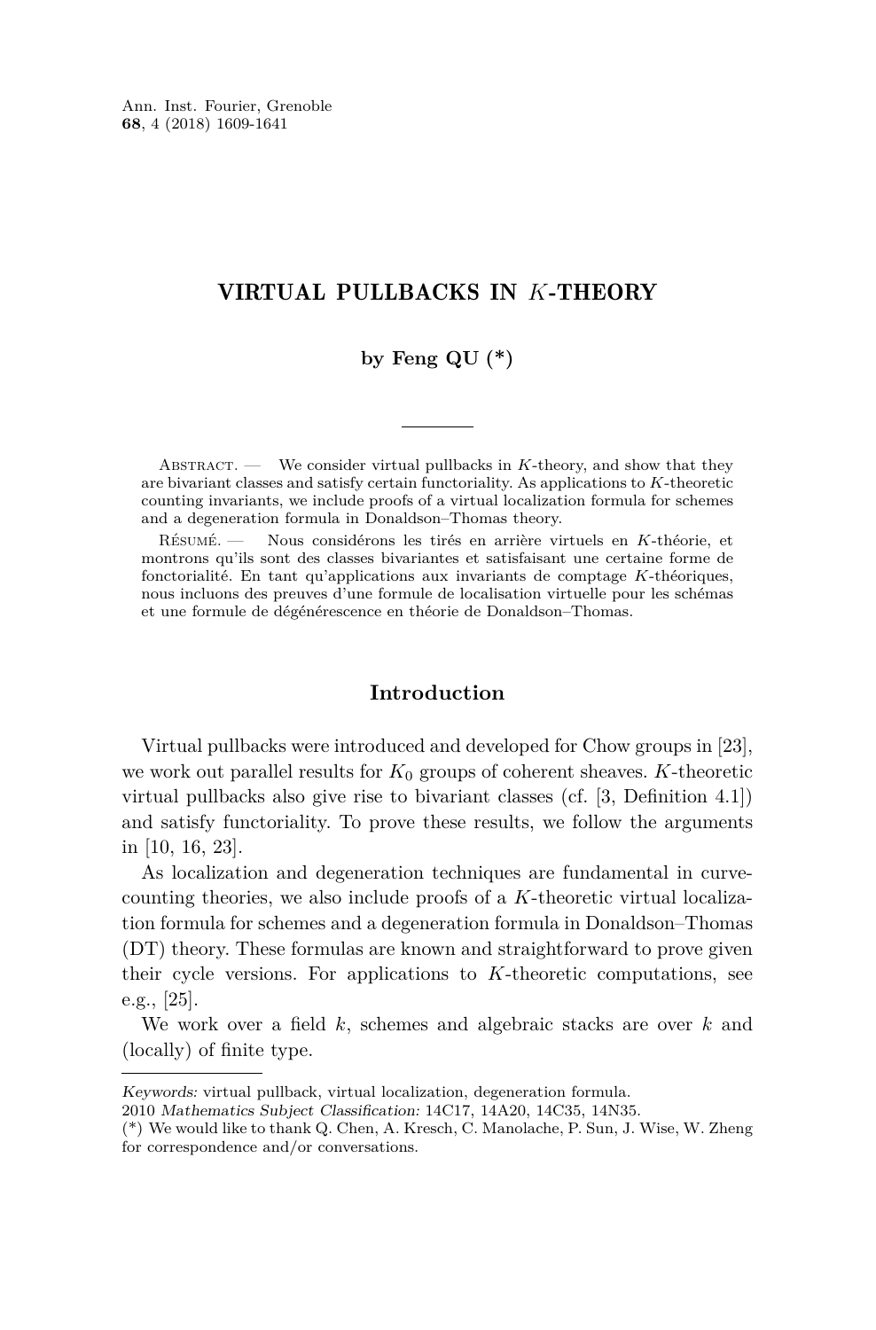# VIRTUAL PULLBACKS IN $K$-THEORY

**by Feng QU (\*)**

Abstract. — We consider virtual pullbacks in $K$-theory, and show that they are bivariant classes and satisfy certain functoriality. As applications to $K$-theoretic counting invariants, we include proofs of a virtual localization formula for schemes and a degeneration formula in Donaldson–Thomas theory.

Résumé. — Nous considérons les tirés en arrière virtuels en $K$-théorie, et montrons qu'ils sont des classes bivariantes et satisfaisant une certaine forme de fonctorialité. En tant qu'applications aux invariants de comptage $K$-théoriques, nous incluons des preuves d'une formule de localisation virtuelle pour les schémas et une formule de dégénérescence en théorie de Donaldson–Thomas.

## Introduction

Virtual pullbacks were introduced and developed for Chow groups in [23], we work out parallel results for $K_0$ groups of coherent sheaves. $K$-theoretic virtual pullbacks also give rise to bivariant classes (cf. [3, Definition 4.1]) and satisfy functoriality. To prove these results, we follow the arguments in [10, 16, 23].

As localization and degeneration techniques are fundamental in curve-counting theories, we also include proofs of a $K$-theoretic virtual localization formula for schemes and a degeneration formula in Donaldson–Thomas (DT) theory. These formulas are known and straightforward to prove given their cycle versions. For applications to $K$-theoretic computations, see e.g., [25].

We work over a field $k$, schemes and algebraic stacks are over $k$ and (locally) of finite type.

*Keywords:* virtual pullback, virtual localization, degeneration formula.
2010 *Mathematics Subject Classification:* 14C17, 14A20, 14C35, 14N35.
(\*) We would like to thank Q. Chen, A. Kresch, C. Manolache, P. Sun, J. Wise, W. Zheng for correspondence and/or conversations.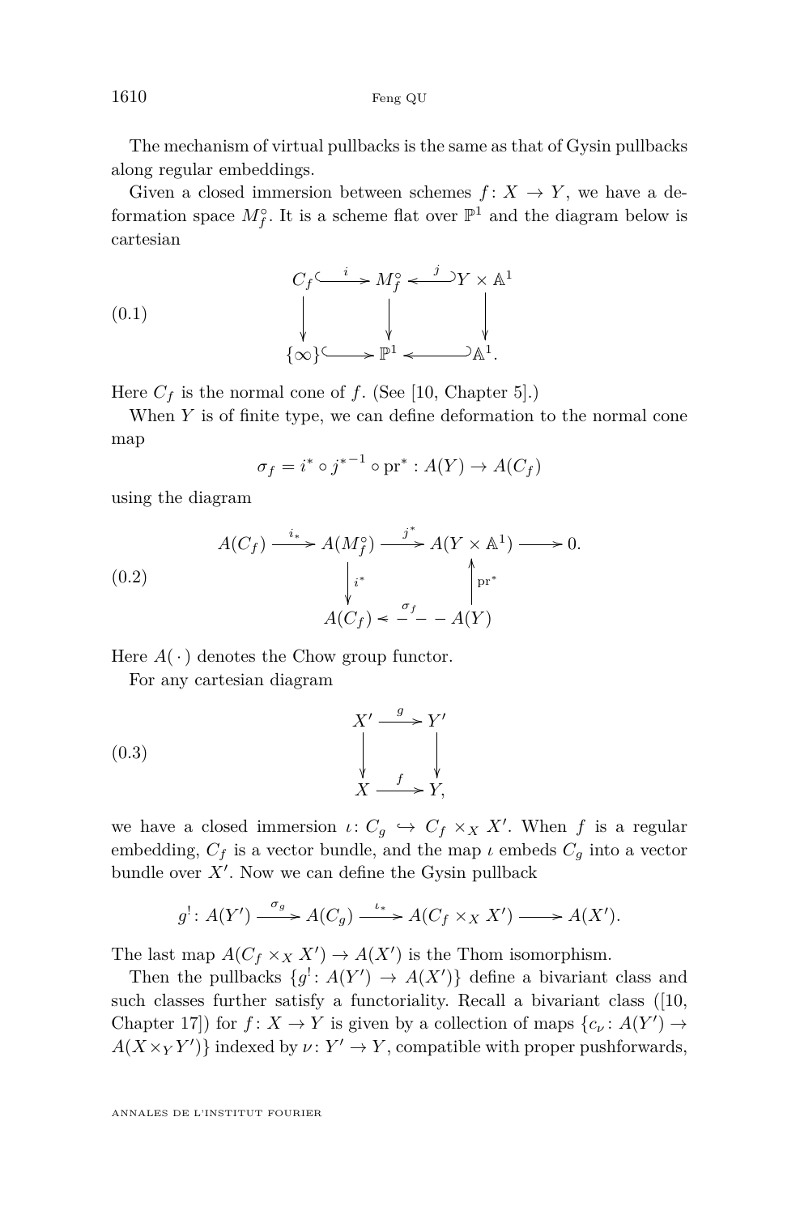The mechanism of virtual pullbacks is the same as that of Gysin pullbacks along regular embeddings.

Given a closed immersion between schemes $f\colon X \to Y$, we have a deformation space $M^\circ_f$. It is a scheme flat over $\mathbb{P}^1$ and the diagram below is cartesian

$$
\begin{array}{ccccc}
C_f & \xhookrightarrow{\ i\ } & M^\circ_f & \xhookleftarrow{\ j\ } & Y \times \mathbb{A}^1 \\
\downarrow & & \downarrow & & \downarrow \\
\{\infty\} & \hookrightarrow & \mathbb{P}^1 & \hookleftarrow & \mathbb{A}^1.
\end{array}
\tag{0.1}
$$

Here $C_f$ is the normal cone of $f$. (See [10, Chapter 5].)

When $Y$ is of finite type, we can define deformation to the normal cone map

$$
\sigma_f = i^* \circ {j^*}^{-1} \circ \mathrm{pr}^* : A(Y) \to A(C_f)
$$

using the diagram

$$
\begin{array}{ccccccc}
A(C_f) & \xrightarrow{\ i_*\ } & A(M^\circ_f) & \xrightarrow{\ j^*\ } & A(Y \times \mathbb{A}^1) & \longrightarrow & 0. \\
 & & \downarrow{\scriptstyle i^*} & & \uparrow{\scriptstyle \mathrm{pr}^*} & & \\
 & & A(C_f) & \xleftarrow{\ \sigma_f\ } & A(Y) & &
\end{array}
\tag{0.2}
$$

Here $A(\,\cdot\,)$ denotes the Chow group functor.

For any cartesian diagram

$$
\begin{array}{ccc}
X' & \xrightarrow{\ g\ } & Y' \\
\downarrow & & \downarrow \\
X & \xrightarrow{\ f\ } & Y,
\end{array}
\tag{0.3}
$$

we have a closed immersion $\iota\colon C_g \hookrightarrow C_f \times_X X'$. When $f$ is a regular embedding, $C_f$ is a vector bundle, and the map $\iota$ embeds $C_g$ into a vector bundle over $X'$. Now we can define the Gysin pullback

$$
g^!\colon A(Y') \xrightarrow{\ \sigma_g\ } A(C_g) \xrightarrow{\ \iota_*\ } A(C_f \times_X X') \longrightarrow A(X').
$$

The last map $A(C_f \times_X X') \to A(X')$ is the Thom isomorphism.

Then the pullbacks $\{g^!\colon A(Y') \to A(X')\}$ define a bivariant class and such classes further satisfy a functoriality. Recall a bivariant class ([10, Chapter 17]) for $f\colon X \to Y$ is given by a collection of maps $\{c_\nu\colon A(Y') \to A(X \times_Y Y')\}$ indexed by $\nu\colon Y' \to Y$, compatible with proper pushforwards,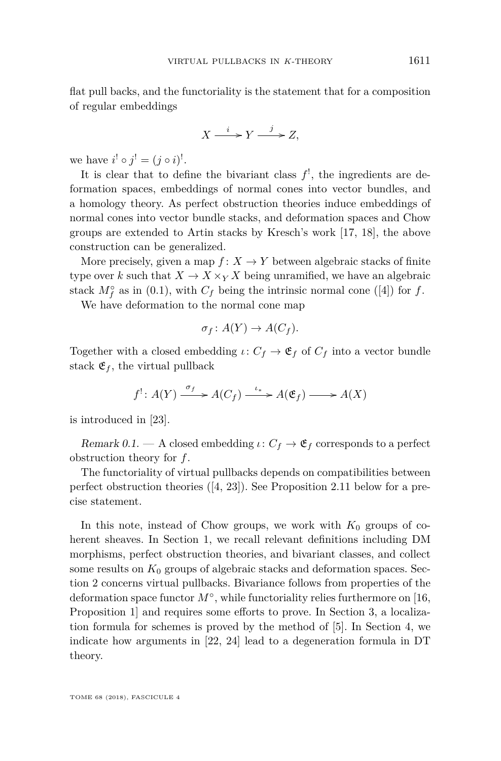flat pull backs, and the functoriality is the statement that for a composition of regular embeddings

$$X \xrightarrow{i} Y \xrightarrow{j} Z,$$

we have $i^! \circ j^! = (j \circ i)^!$.

It is clear that to define the bivariant class $f^!$, the ingredients are deformation spaces, embeddings of normal cones into vector bundles, and a homology theory. As perfect obstruction theories induce embeddings of normal cones into vector bundle stacks, and deformation spaces and Chow groups are extended to Artin stacks by Kresch's work [17, 18], the above construction can be generalized.

More precisely, given a map $f \colon X \to Y$ between algebraic stacks of finite type over $k$ such that $X \to X \times_Y X$ being unramified, we have an algebraic stack $M^\circ_f$ as in (0.1), with $C_f$ being the intrinsic normal cone ([4]) for $f$.

We have deformation to the normal cone map

$$\sigma_f \colon A(Y) \to A(C_f).$$

Together with a closed embedding $\iota \colon C_f \to \mathfrak{E}_f$ of $C_f$ into a vector bundle stack $\mathfrak{E}_f$, the virtual pullback

$$f^! \colon A(Y) \xrightarrow{\sigma_f} A(C_f) \xrightarrow{\iota_*} A(\mathfrak{E}_f) \longrightarrow A(X)$$

is introduced in [23].

*Remark 0.1.* — A closed embedding $\iota \colon C_f \to \mathfrak{E}_f$ corresponds to a perfect obstruction theory for $f$.

The functoriality of virtual pullbacks depends on compatibilities between perfect obstruction theories ([4, 23]). See Proposition 2.11 below for a precise statement.

In this note, instead of Chow groups, we work with $K_0$ groups of coherent sheaves. In Section 1, we recall relevant definitions including DM morphisms, perfect obstruction theories, and bivariant classes, and collect some results on $K_0$ groups of algebraic stacks and deformation spaces. Section 2 concerns virtual pullbacks. Bivariance follows from properties of the deformation space functor $M^\circ$, while functoriality relies furthermore on [16, Proposition 1] and requires some efforts to prove. In Section 3, a localization formula for schemes is proved by the method of [5]. In Section 4, we indicate how arguments in [22, 24] lead to a degeneration formula in DT theory.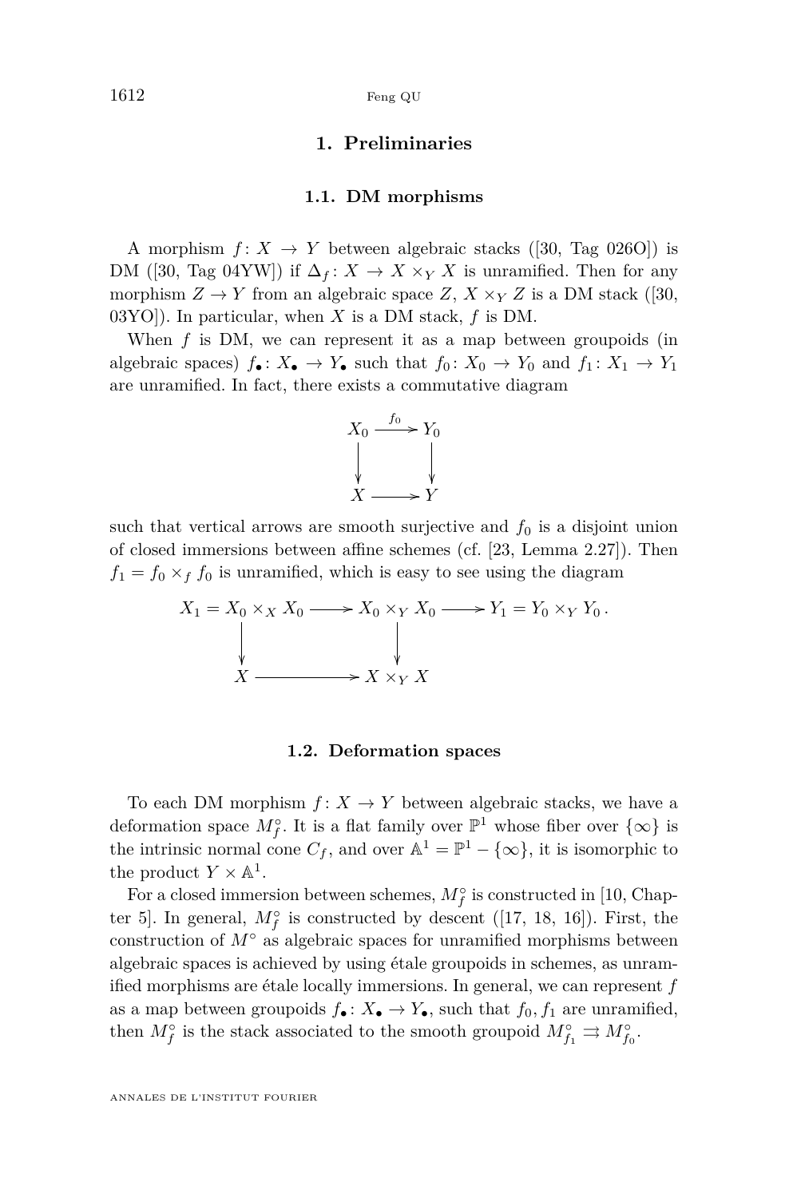## 1. Preliminaries

### 1.1. DM morphisms

A morphism $f\colon X \to Y$ between algebraic stacks ([30, Tag 026O]) is DM ([30, Tag 04YW]) if $\Delta_f\colon X \to X \times_Y X$ is unramified. Then for any morphism $Z \to Y$ from an algebraic space $Z$, $X \times_Y Z$ is a DM stack ([30, 03YO]). In particular, when $X$ is a DM stack, $f$ is DM.

When $f$ is DM, we can represent it as a map between groupoids (in algebraic spaces) $f_\bullet\colon X_\bullet \to Y_\bullet$ such that $f_0\colon X_0 \to Y_0$ and $f_1\colon X_1 \to Y_1$ are unramified. In fact, there exists a commutative diagram

$$\begin{array}{ccc} X_0 & \xrightarrow{f_0} & Y_0 \\ \downarrow & & \downarrow \\ X & \longrightarrow & Y \end{array}$$

such that vertical arrows are smooth surjective and $f_0$ is a disjoint union of closed immersions between affine schemes (cf. [23, Lemma 2.27]). Then $f_1 = f_0 \times_f f_0$ is unramified, which is easy to see using the diagram

$$\begin{array}{ccccc} X_1 = X_0 \times_X X_0 & \longrightarrow & X_0 \times_Y X_0 & \longrightarrow & Y_1 = Y_0 \times_Y Y_0\,. \\ \downarrow & & \downarrow & & \\ X & \longrightarrow & X \times_Y X & & \end{array}$$

### 1.2. Deformation spaces

To each DM morphism $f\colon X \to Y$ between algebraic stacks, we have a deformation space $M^\circ_f$. It is a flat family over $\mathbb{P}^1$ whose fiber over $\{\infty\}$ is the intrinsic normal cone $C_f$, and over $\mathbb{A}^1 = \mathbb{P}^1 - \{\infty\}$, it is isomorphic to the product $Y \times \mathbb{A}^1$.

For a closed immersion between schemes, $M^\circ_f$ is constructed in [10, Chapter 5]. In general, $M^\circ_f$ is constructed by descent ([17, 18, 16]). First, the construction of $M^\circ$ as algebraic spaces for unramified morphisms between algebraic spaces is achieved by using étale groupoids in schemes, as unramified morphisms are étale locally immersions. In general, we can represent $f$ as a map between groupoids $f_\bullet\colon X_\bullet \to Y_\bullet$, such that $f_0, f_1$ are unramified, then $M^\circ_f$ is the stack associated to the smooth groupoid $M^\circ_{f_1} \rightrightarrows M^\circ_{f_0}$.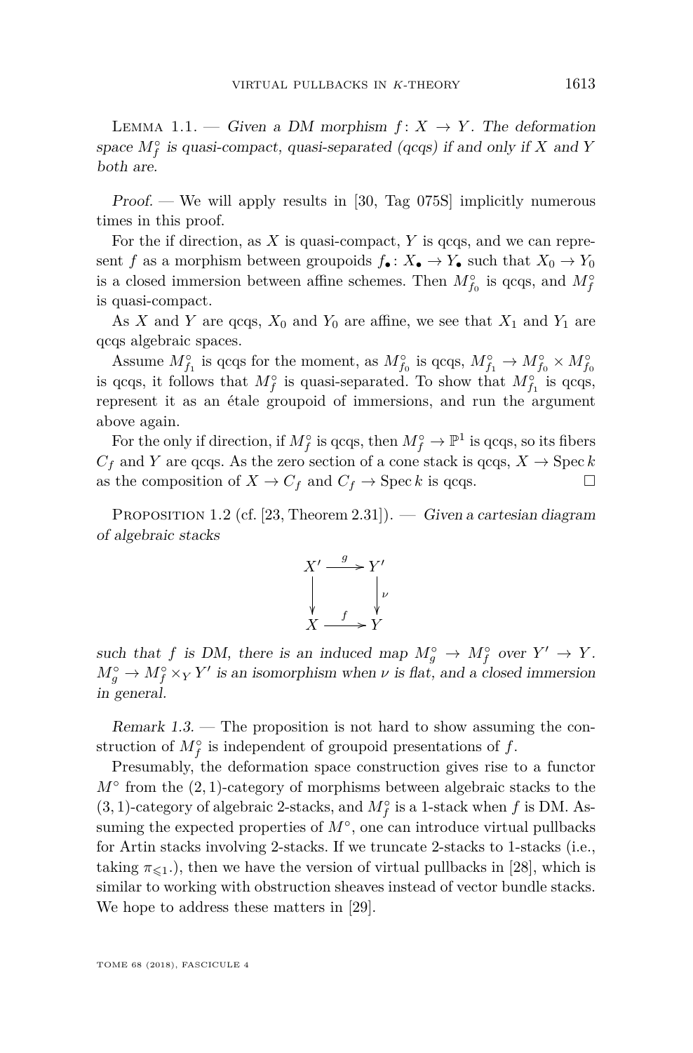Lemma 1.1. — *Given a DM morphism $f\colon X \to Y$. The deformation space $M^\circ_f$ is quasi-compact, quasi-separated (qcqs) if and only if $X$ and $Y$ both are.*

*Proof.* — We will apply results in [30, Tag 075S] implicitly numerous times in this proof.

For the if direction, as $X$ is quasi-compact, $Y$ is qcqs, and we can represent $f$ as a morphism between groupoids $f_\bullet\colon X_\bullet \to Y_\bullet$ such that $X_0 \to Y_0$ is a closed immersion between affine schemes. Then $M^\circ_{f_0}$ is qcqs, and $M^\circ_f$ is quasi-compact.

As $X$ and $Y$ are qcqs, $X_0$ and $Y_0$ are affine, we see that $X_1$ and $Y_1$ are qcqs algebraic spaces.

Assume $M^\circ_{f_1}$ is qcqs for the moment, as $M^\circ_{f_0}$ is qcqs, $M^\circ_{f_1} \to M^\circ_{f_0} \times M^\circ_{f_0}$ is qcqs, it follows that $M^\circ_f$ is quasi-separated. To show that $M^\circ_{f_1}$ is qcqs, represent it as an étale groupoid of immersions, and run the argument above again.

For the only if direction, if $M^\circ_f$ is qcqs, then $M^\circ_f \to \mathbb{P}^1$ is qcqs, so its fibers $C_f$ and $Y$ are qcqs. As the zero section of a cone stack is qcqs, $X \to \operatorname{Spec} k$ as the composition of $X \to C_f$ and $C_f \to \operatorname{Spec} k$ is qcqs. $\square$

Proposition 1.2 (cf. [23, Theorem 2.31]). — *Given a cartesian diagram of algebraic stacks*

$$\begin{array}{ccc} X' & \xrightarrow{g} & Y' \\ \downarrow & & \downarrow \nu \\ X & \xrightarrow{f} & Y \end{array}$$

*such that $f$ is DM, there is an induced map $M^\circ_g \to M^\circ_f$ over $Y' \to Y$. $M^\circ_g \to M^\circ_f \times_Y Y'$ is an isomorphism when $\nu$ is flat, and a closed immersion in general.*

*Remark 1.3.* — The proposition is not hard to show assuming the construction of $M^\circ_f$ is independent of groupoid presentations of $f$.

Presumably, the deformation space construction gives rise to a functor $M^\circ$ from the $(2,1)$-category of morphisms between algebraic stacks to the $(3,1)$-category of algebraic 2-stacks, and $M^\circ_f$ is a 1-stack when $f$ is DM. Assuming the expected properties of $M^\circ$, one can introduce virtual pullbacks for Artin stacks involving 2-stacks. If we truncate 2-stacks to 1-stacks (i.e., taking $\pi_{\leqslant 1}$.), then we have the version of virtual pullbacks in [28], which is similar to working with obstruction sheaves instead of vector bundle stacks. We hope to address these matters in [29].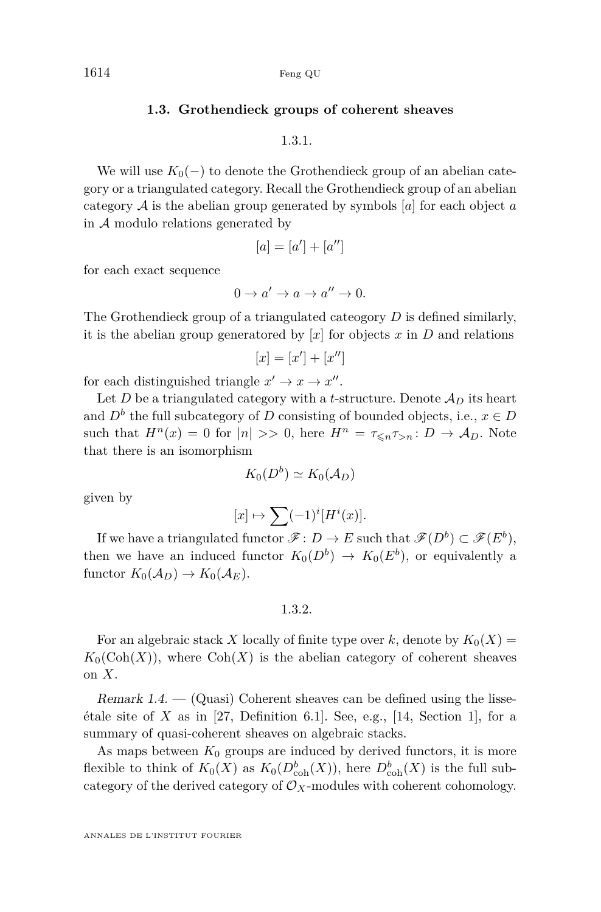### 1.3. Grothendieck groups of coherent sheaves

#### 1.3.1.

We will use $K_0(-)$ to denote the Grothendieck group of an abelian category or a triangulated category. Recall the Grothendieck group of an abelian category $\mathcal{A}$ is the abelian group generated by symbols $[a]$ for each object $a$ in $\mathcal{A}$ modulo relations generated by

$$[a] = [a'] + [a'']$$

for each exact sequence

$$0 \to a' \to a \to a'' \to 0.$$

The Grothendieck group of a triangulated cateogory $D$ is defined similarly, it is the abelian group generatored by $[x]$ for objects $x$ in $D$ and relations

$$[x] = [x'] + [x'']$$

for each distinguished triangle $x' \to x \to x''$.

Let $D$ be a triangulated category with a $t$-structure. Denote $\mathcal{A}_D$ its heart and $D^b$ the full subcategory of $D$ consisting of bounded objects, i.e., $x \in D$ such that $H^n(x) = 0$ for $|n| >> 0$, here $H^n = \tau_{\leqslant n}\tau_{>n} \colon D \to \mathcal{A}_D$. Note that there is an isomorphism

$$K_0(D^b) \simeq K_0(\mathcal{A}_D)$$

given by

$$[x] \mapsto \sum (-1)^i [H^i(x)].$$

If we have a triangulated functor $\mathscr{F} \colon D \to E$ such that $\mathscr{F}(D^b) \subset \mathscr{F}(E^b)$, then we have an induced functor $K_0(D^b) \to K_0(E^b)$, or equivalently a functor $K_0(\mathcal{A}_D) \to K_0(\mathcal{A}_E)$.

#### 1.3.2.

For an algebraic stack $X$ locally of finite type over $k$, denote by $K_0(X) = K_0(\mathrm{Coh}(X))$, where $\mathrm{Coh}(X)$ is the abelian category of coherent sheaves on $X$.

*Remark 1.4.* — (Quasi) Coherent sheaves can be defined using the lisse-étale site of $X$ as in [27, Definition 6.1]. See, e.g., [14, Section 1], for a summary of quasi-coherent sheaves on algebraic stacks.

As maps between $K_0$ groups are induced by derived functors, it is more flexible to think of $K_0(X)$ as $K_0(D^b_{\mathrm{coh}}(X))$, here $D^b_{\mathrm{coh}}(X)$ is the full subcategory of the derived category of $\mathcal{O}_X$-modules with coherent cohomology.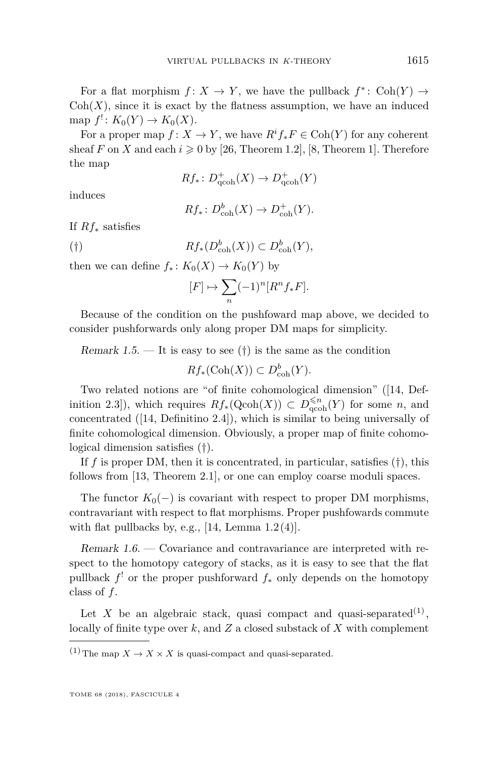For a flat morphism $f\colon X \to Y$, we have the pullback $f^*\colon \mathrm{Coh}(Y) \to \mathrm{Coh}(X)$, since it is exact by the flatness assumption, we have an induced map $f^!\colon K_0(Y) \to K_0(X)$.

For a proper map $f\colon X \to Y$, we have $R^i f_* F \in \mathrm{Coh}(Y)$ for any coherent sheaf $F$ on $X$ and each $i \geqslant 0$ by [26, Theorem 1.2], [8, Theorem 1]. Therefore the map

$$Rf_*\colon D^+_{\mathrm{qcoh}}(X) \to D^+_{\mathrm{qcoh}}(Y)$$

induces

$$Rf_*\colon D^b_{\mathrm{coh}}(X) \to D^+_{\mathrm{coh}}(Y).$$

If $Rf_*$ satisfies

$$(\dagger) \qquad Rf_*(D^b_{\mathrm{coh}}(X)) \subset D^b_{\mathrm{coh}}(Y),$$

then we can define $f_*\colon K_0(X) \to K_0(Y)$ by

$$[F] \mapsto \sum_n (-1)^n [R^n f_* F].$$

Because of the condition on the pushfoward map above, we decided to consider pushforwards only along proper DM maps for simplicity.

*Remark 1.5.* — It is easy to see (†) is the same as the condition

$$Rf_*(\mathrm{Coh}(X)) \subset D^b_{\mathrm{coh}}(Y).$$

Two related notions are "of finite cohomological dimension" ([14, Definition 2.3]), which requires $Rf_*(\mathrm{Qcoh}(X)) \subset D^{\leqslant n}_{\mathrm{qcoh}}(Y)$ for some $n$, and concentrated ([14, Definitino 2.4]), which is similar to being universally of finite cohomological dimension. Obviously, a proper map of finite cohomological dimension satisfies (†).

If $f$ is proper DM, then it is concentrated, in particular, satisfies (†), this follows from [13, Theorem 2.1], or one can employ coarse moduli spaces.

The functor $K_0(-)$ is covariant with respect to proper DM morphisms, contravariant with respect to flat morphisms. Proper pushfowards commute with flat pullbacks by, e.g., [14, Lemma 1.2(4)].

*Remark 1.6.* — Covariance and contravariance are interpreted with respect to the homotopy category of stacks, as it is easy to see that the flat pullback $f^!$ or the proper pushforward $f_*$ only depends on the homotopy class of $f$.

Let $X$ be an algebraic stack, quasi compact and quasi-separated[(1)], locally of finite type over $k$, and $Z$ a closed substack of $X$ with complement

---

[(1)] The map $X \to X \times X$ is quasi-compact and quasi-separated.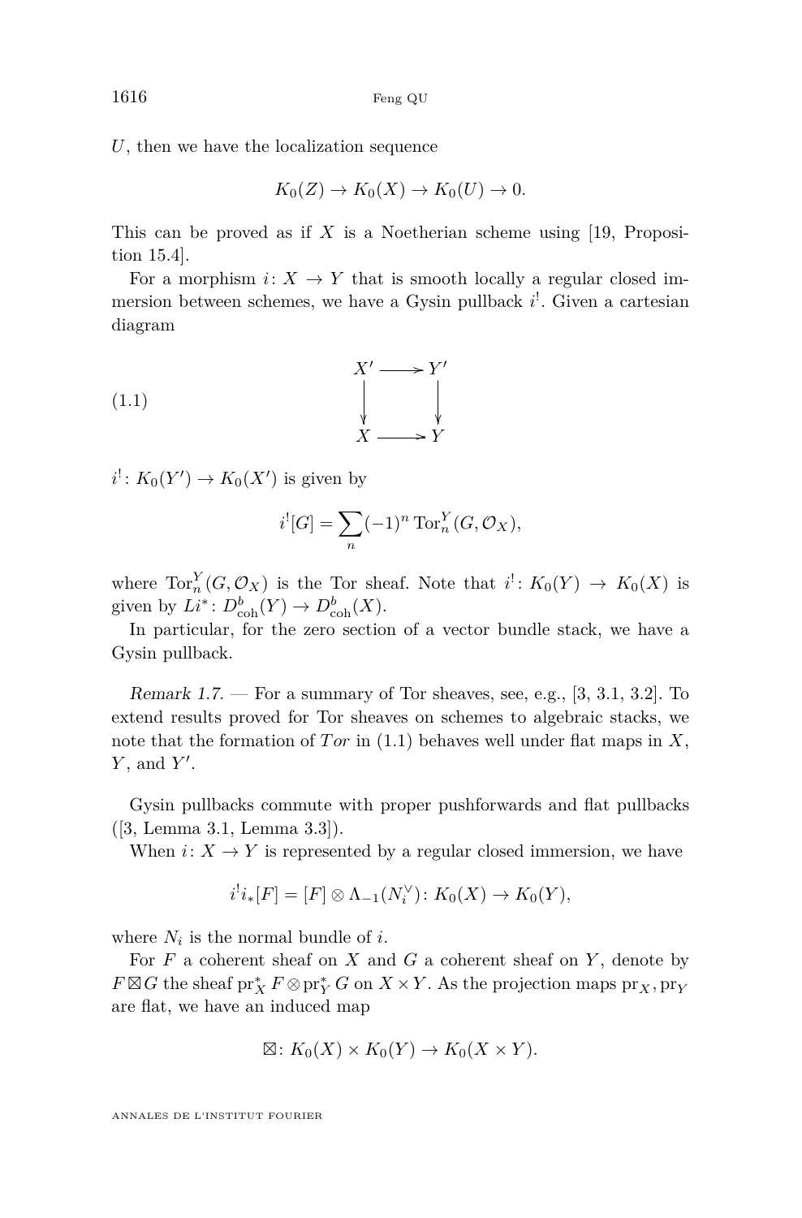$U$, then we have the localization sequence

$$K_0(Z) \to K_0(X) \to K_0(U) \to 0.$$

This can be proved as if $X$ is a Noetherian scheme using [19, Proposition 15.4].

For a morphism $i\colon X \to Y$ that is smooth locally a regular closed immersion between schemes, we have a Gysin pullback $i^!$. Given a cartesian diagram

$$\begin{array}{ccc} X' & \longrightarrow & Y' \\ \downarrow & & \downarrow \\ X & \longrightarrow & Y \end{array} \tag{1.1}$$

$i^!\colon K_0(Y') \to K_0(X')$ is given by

$$i^![G] = \sum_n (-1)^n \operatorname{Tor}_n^Y(G, \mathcal{O}_X),$$

where $\operatorname{Tor}_n^Y(G, \mathcal{O}_X)$ is the Tor sheaf. Note that $i^!\colon K_0(Y) \to K_0(X)$ is given by $Li^*\colon D^b_{\mathrm{coh}}(Y) \to D^b_{\mathrm{coh}}(X)$.

In particular, for the zero section of a vector bundle stack, we have a Gysin pullback.

*Remark 1.7.* — For a summary of Tor sheaves, see, e.g., [3, 3.1, 3.2]. To extend results proved for Tor sheaves on schemes to algebraic stacks, we note that the formation of $Tor$ in (1.1) behaves well under flat maps in $X$, $Y$, and $Y'$.

Gysin pullbacks commute with proper pushforwards and flat pullbacks ([3, Lemma 3.1, Lemma 3.3]).

When $i\colon X \to Y$ is represented by a regular closed immersion, we have

$$i^! i_*[F] = [F] \otimes \Lambda_{-1}(N_i^\vee)\colon K_0(X) \to K_0(Y),$$

where $N_i$ is the normal bundle of $i$.

For $F$ a coherent sheaf on $X$ and $G$ a coherent sheaf on $Y$, denote by $F \boxtimes G$ the sheaf $\operatorname{pr}_X^* F \otimes \operatorname{pr}_Y^* G$ on $X \times Y$. As the projection maps $\operatorname{pr}_X, \operatorname{pr}_Y$ are flat, we have an induced map

$$\boxtimes\colon K_0(X) \times K_0(Y) \to K_0(X \times Y).$$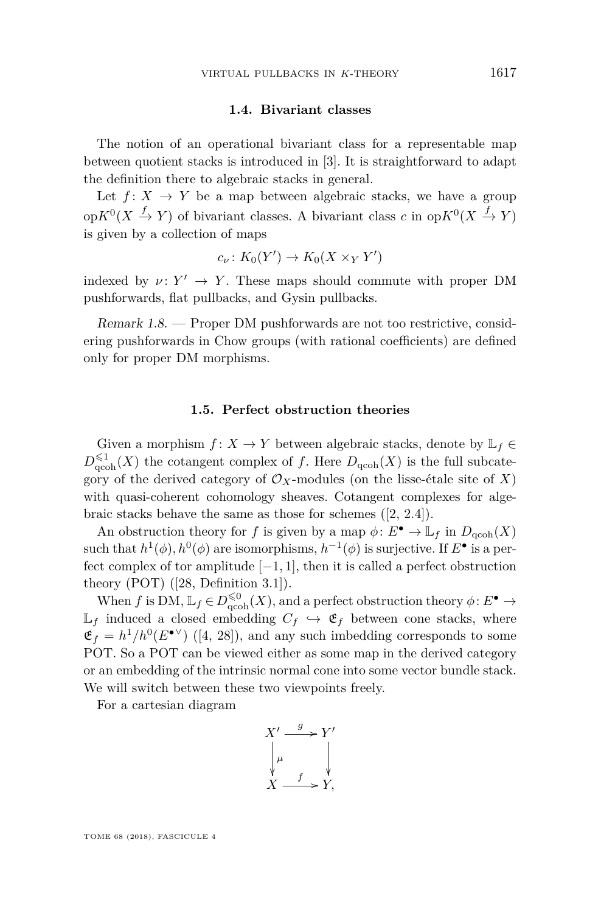### 1.4. Bivariant classes

The notion of an operational bivariant class for a representable map between quotient stacks is introduced in [3]. It is straightforward to adapt the definition there to algebraic stacks in general.

Let $f\colon X \to Y$ be a map between algebraic stacks, we have a group $\mathrm{op}K^0(X \xrightarrow{f} Y)$ of bivariant classes. A bivariant class $c$ in $\mathrm{op}K^0(X \xrightarrow{f} Y)$ is given by a collection of maps

$$c_\nu \colon K_0(Y') \to K_0(X \times_Y Y')$$

indexed by $\nu\colon Y' \to Y$. These maps should commute with proper DM pushforwards, flat pullbacks, and Gysin pullbacks.

*Remark 1.8.* — Proper DM pushforwards are not too restrictive, considering pushforwards in Chow groups (with rational coefficients) are defined only for proper DM morphisms.

### 1.5. Perfect obstruction theories

Given a morphism $f\colon X \to Y$ between algebraic stacks, denote by $\mathbb{L}_f \in D^{\leqslant 1}_{\mathrm{qcoh}}(X)$ the cotangent complex of $f$. Here $D_{\mathrm{qcoh}}(X)$ is the full subcategory of the derived category of $\mathcal{O}_X$-modules (on the lisse-étale site of $X$) with quasi-coherent cohomology sheaves. Cotangent complexes for algebraic stacks behave the same as those for schemes ([2, 2.4]).

An obstruction theory for $f$ is given by a map $\phi\colon E^\bullet \to \mathbb{L}_f$ in $D_{\mathrm{qcoh}}(X)$ such that $h^1(\phi), h^0(\phi)$ are isomorphisms, $h^{-1}(\phi)$ is surjective. If $E^\bullet$ is a perfect complex of tor amplitude $[-1,1]$, then it is called a perfect obstruction theory (POT) ([28, Definition 3.1]).

When $f$ is DM, $\mathbb{L}_f \in D^{\leqslant 0}_{\mathrm{qcoh}}(X)$, and a perfect obstruction theory $\phi\colon E^\bullet \to \mathbb{L}_f$ induced a closed embedding $C_f \hookrightarrow \mathfrak{E}_f$ between cone stacks, where $\mathfrak{E}_f = h^1/h^0(E^{\bullet\vee})$ ([4, 28]), and any such imbedding corresponds to some POT. So a POT can be viewed either as some map in the derived category or an embedding of the intrinsic normal cone into some vector bundle stack. We will switch between these two viewpoints freely.

For a cartesian diagram

$$\begin{array}{ccc} X' & \xrightarrow{g} & Y' \\ \Big\downarrow{\scriptstyle \mu} & & \Big\downarrow \\ X & \xrightarrow{f} & Y, \end{array}$$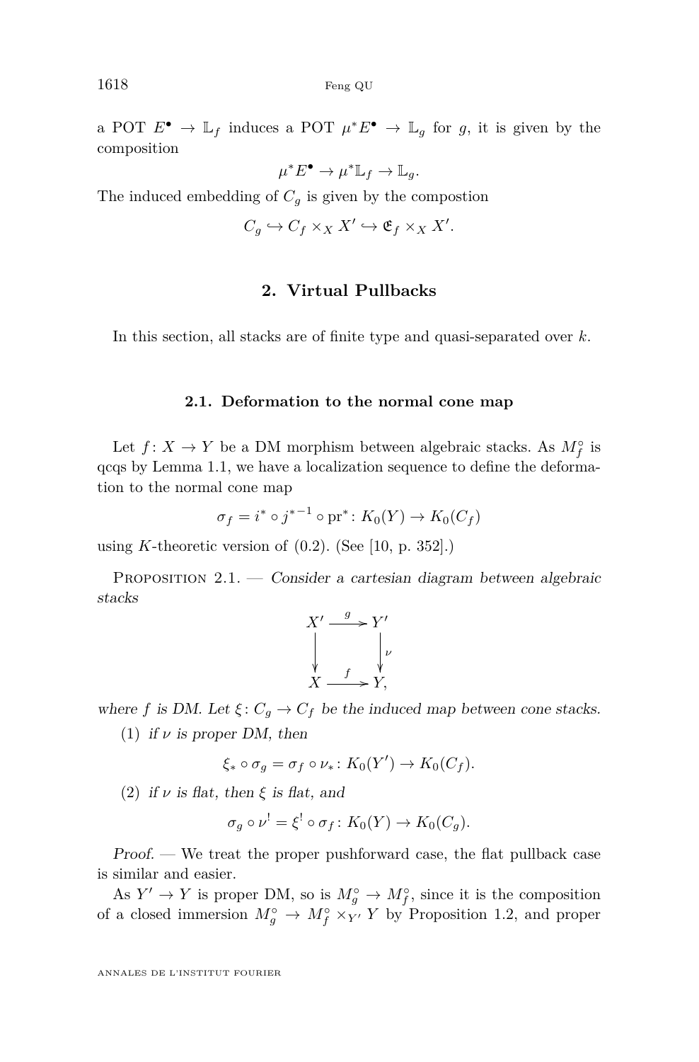a POT $E^\bullet \to \mathbb{L}_f$ induces a POT $\mu^* E^\bullet \to \mathbb{L}_g$ for $g$, it is given by the composition

$$\mu^* E^\bullet \to \mu^* \mathbb{L}_f \to \mathbb{L}_g.$$

The induced embedding of $C_g$ is given by the compostion

$$C_g \hookrightarrow C_f \times_X X' \hookrightarrow \mathfrak{E}_f \times_X X'.$$

## 2. Virtual Pullbacks

In this section, all stacks are of finite type and quasi-separated over $k$.

### 2.1. Deformation to the normal cone map

Let $f\colon X \to Y$ be a DM morphism between algebraic stacks. As $M_f^\circ$ is qcqs by Lemma 1.1, we have a localization sequence to define the deformation to the normal cone map

$$\sigma_f = i^* \circ j^{*-1} \circ \mathrm{pr}^* \colon K_0(Y) \to K_0(C_f)$$

using $K$-theoretic version of (0.2). (See [10, p. 352].)

Proposition 2.1. — *Consider a cartesian diagram between algebraic stacks*

$$\begin{array}{ccc} X' & \xrightarrow{g} & Y' \\ \downarrow & & \downarrow{\scriptstyle \nu} \\ X & \xrightarrow{f} & Y, \end{array}$$

*where $f$ is DM. Let $\xi\colon C_g \to C_f$ be the induced map between cone stacks.*

(1) *if $\nu$ is proper DM, then*

$$\xi_* \circ \sigma_g = \sigma_f \circ \nu_* \colon K_0(Y') \to K_0(C_f).$$

(2) *if $\nu$ is flat, then $\xi$ is flat, and*

$$\sigma_g \circ \nu^! = \xi^! \circ \sigma_f \colon K_0(Y) \to K_0(C_g).$$

*Proof.* — We treat the proper pushforward case, the flat pullback case is similar and easier.

As $Y' \to Y$ is proper DM, so is $M_g^\circ \to M_f^\circ$, since it is the composition of a closed immersion $M_g^\circ \to M_f^\circ \times_{Y'} Y$ by Proposition 1.2, and proper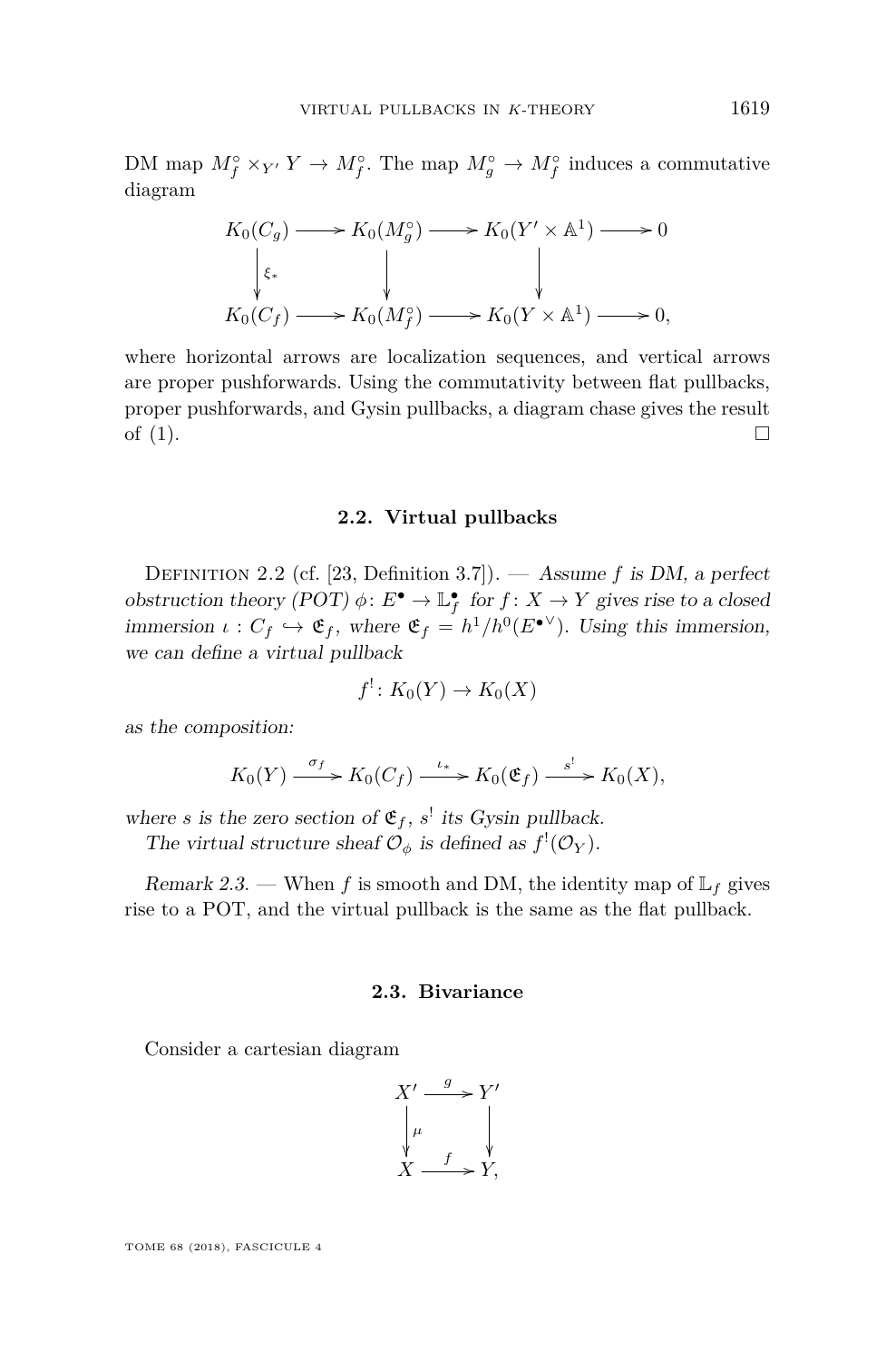DM map $M_f^\circ \times_{Y'} Y \to M_f^\circ$. The map $M_g^\circ \to M_f^\circ$ induces a commutative diagram

$$\begin{array}{ccccccc}
K_0(C_g) & \longrightarrow & K_0(M_g^\circ) & \longrightarrow & K_0(Y' \times \mathbb{A}^1) & \longrightarrow & 0 \\
\downarrow{\scriptstyle \xi_*} & & \downarrow & & \downarrow & & \\
K_0(C_f) & \longrightarrow & K_0(M_f^\circ) & \longrightarrow & K_0(Y \times \mathbb{A}^1) & \longrightarrow & 0,
\end{array}$$

where horizontal arrows are localization sequences, and vertical arrows are proper pushforwards. Using the commutativity between flat pullbacks, proper pushforwards, and Gysin pullbacks, a diagram chase gives the result of (1). □

### 2.2. Virtual pullbacks

Definition 2.2 (cf. [23, Definition 3.7]). — *Assume $f$ is DM, a perfect obstruction theory (POT) $\phi\colon E^\bullet \to \mathbb{L}_f^\bullet$ for $f\colon X \to Y$ gives rise to a closed immersion $\iota : C_f \hookrightarrow \mathfrak{E}_f$, where $\mathfrak{E}_f = h^1/h^0(E^{\bullet\vee})$. Using this immersion, we can define a virtual pullback*

$$f^!\colon K_0(Y) \to K_0(X)$$

*as the composition:*

$$K_0(Y) \xrightarrow{\sigma_f} K_0(C_f) \xrightarrow{\iota_*} K_0(\mathfrak{E}_f) \xrightarrow{s^!} K_0(X),$$

*where $s$ is the zero section of $\mathfrak{E}_f$, $s^!$ its Gysin pullback.*

*The virtual structure sheaf $\mathcal{O}_\phi$ is defined as $f^!(\mathcal{O}_Y)$.*

*Remark 2.3.* — When $f$ is smooth and DM, the identity map of $\mathbb{L}_f$ gives rise to a POT, and the virtual pullback is the same as the flat pullback.

### 2.3. Bivariance

Consider a cartesian diagram

$$\begin{array}{ccc}
X' & \xrightarrow{g} & Y' \\
\downarrow{\scriptstyle \mu} & & \downarrow \\
X & \xrightarrow{f} & Y,
\end{array}$$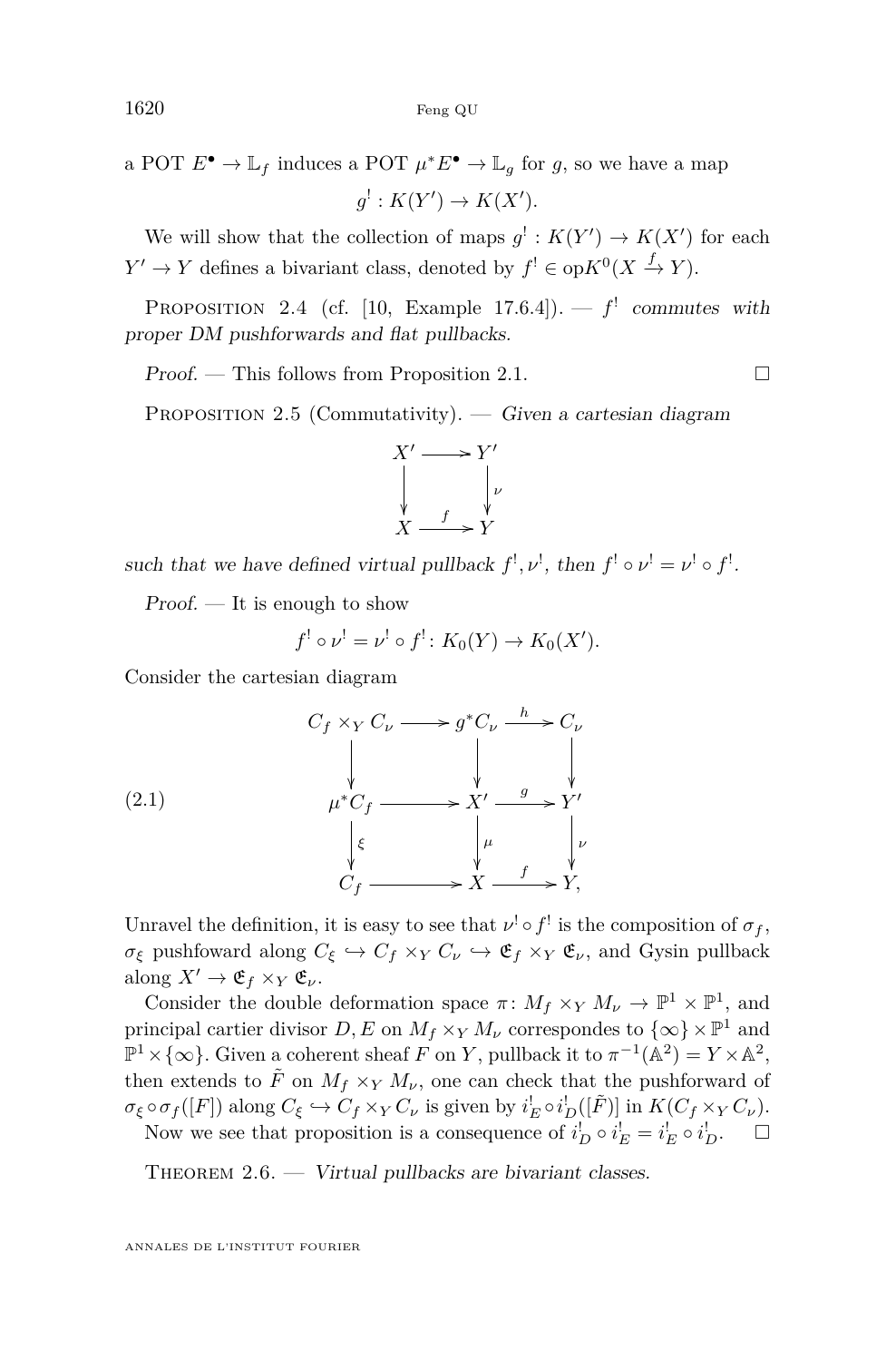a POT $E^\bullet \to \mathbb{L}_f$ induces a POT $\mu^* E^\bullet \to \mathbb{L}_g$ for $g$, so we have a map

$$g^! : K(Y') \to K(X').$$

We will show that the collection of maps $g^! : K(Y') \to K(X')$ for each $Y' \to Y$ defines a bivariant class, denoted by $f^! \in \mathrm{op}K^0(X \xrightarrow{f} Y)$.

Proposition 2.4 (cf. [10, Example 17.6.4]). — *$f^!$ commutes with proper DM pushforwards and flat pullbacks.*

*Proof.* — This follows from Proposition 2.1. $\square$

Proposition 2.5 (Commutativity). — *Given a cartesian diagram*

$$\begin{array}{ccc} X' & \longrightarrow & Y' \\ \big\downarrow & & \big\downarrow \nu \\ X & \xrightarrow{f} & Y \end{array}$$

*such that we have defined virtual pullback $f^!, \nu^!$, then $f^! \circ \nu^! = \nu^! \circ f^!$.*

*Proof.* — It is enough to show

$$f^! \circ \nu^! = \nu^! \circ f^! \colon K_0(Y) \to K_0(X').$$

Consider the cartesian diagram

$$\begin{array}{ccccc} C_f \times_Y C_\nu & \longrightarrow & g^* C_\nu & \xrightarrow{h} & C_\nu \\ \big\downarrow & & \big\downarrow & & \big\downarrow \\ \mu^* C_f & \longrightarrow & X' & \xrightarrow{g} & Y' \\ \big\downarrow \xi & & \big\downarrow \mu & & \big\downarrow \nu \\ C_f & \longrightarrow & X & \xrightarrow{f} & Y, \end{array} \tag{2.1}$$

Unravel the definition, it is easy to see that $\nu^! \circ f^!$ is the composition of $\sigma_f$, $\sigma_\xi$ pushfoward along $C_\xi \hookrightarrow C_f \times_Y C_\nu \hookrightarrow \mathfrak{E}_f \times_Y \mathfrak{E}_\nu$, and Gysin pullback along $X' \to \mathfrak{E}_f \times_Y \mathfrak{E}_\nu$.

Consider the double deformation space $\pi \colon M_f \times_Y M_\nu \to \mathbb{P}^1 \times \mathbb{P}^1$, and principal cartier divisor $D, E$ on $M_f \times_Y M_\nu$ correspondes to $\{\infty\} \times \mathbb{P}^1$ and $\mathbb{P}^1 \times \{\infty\}$. Given a coherent sheaf $F$ on $Y$, pullback it to $\pi^{-1}(\mathbb{A}^2) = Y \times \mathbb{A}^2$, then extends to $\tilde{F}$ on $M_f \times_Y M_\nu$, one can check that the pushforward of $\sigma_\xi \circ \sigma_f([F])$ along $C_\xi \hookrightarrow C_f \times_Y C_\nu$ is given by $i_E^! \circ i_D^!([\tilde{F}])$ in $K(C_f \times_Y C_\nu)$.

Now we see that proposition is a consequence of $i_D^! \circ i_E^! = i_E^! \circ i_D^!$. $\square$

Theorem 2.6. — *Virtual pullbacks are bivariant classes.*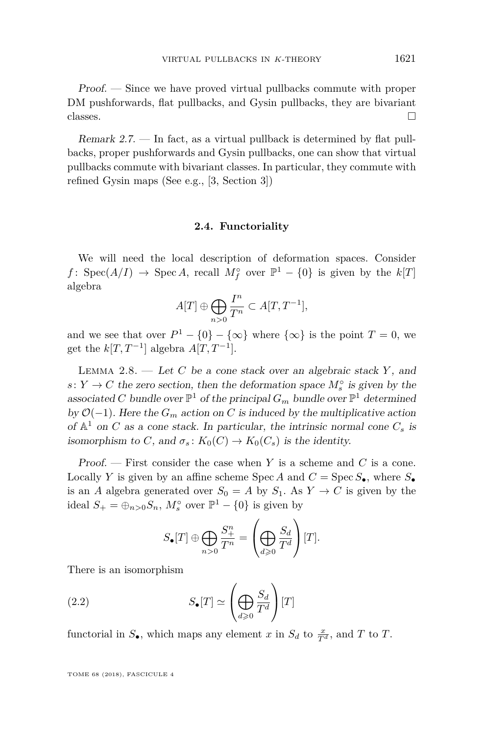*Proof.* — Since we have proved virtual pullbacks commute with proper DM pushforwards, flat pullbacks, and Gysin pullbacks, they are bivariant classes. □

*Remark 2.7.* — In fact, as a virtual pullback is determined by flat pullbacks, proper pushforwards and Gysin pullbacks, one can show that virtual pullbacks commute with bivariant classes. In particular, they commute with refined Gysin maps (See e.g., [3, Section 3])

### 2.4. Functoriality

We will need the local description of deformation spaces. Consider $f\colon \operatorname{Spec}(A/I) \to \operatorname{Spec} A$, recall $M_f^\circ$ over $\mathbb{P}^1 - \{0\}$ is given by the $k[T]$ algebra

$$A[T] \oplus \bigoplus_{n>0} \frac{I^n}{T^n} \subset A[T, T^{-1}],$$

and we see that over $P^1 - \{0\} - \{\infty\}$ where $\{\infty\}$ is the point $T = 0$, we get the $k[T, T^{-1}]$ algebra $A[T, T^{-1}]$.

Lemma 2.8. — *Let $C$ be a cone stack over an algebraic stack $Y$, and $s\colon Y \to C$ the zero section, then the deformation space $M_s^\circ$ is given by the associated $C$ bundle over $\mathbb{P}^1$ of the principal $G_m$ bundle over $\mathbb{P}^1$ determined by $\mathcal{O}(-1)$. Here the $G_m$ action on $C$ is induced by the multiplicative action of $\mathbb{A}^1$ on $C$ as a cone stack. In particular, the intrinsic normal cone $C_s$ is isomorphism to $C$, and $\sigma_s\colon K_0(C) \to K_0(C_s)$ is the identity.*

*Proof.* — First consider the case when $Y$ is a scheme and $C$ is a cone. Locally $Y$ is given by an affine scheme $\operatorname{Spec} A$ and $C = \operatorname{Spec} S_\bullet$, where $S_\bullet$ is an $A$ algebra generated over $S_0 = A$ by $S_1$. As $Y \to C$ is given by the ideal $S_+ = \oplus_{n>0} S_n$, $M_s^\circ$ over $\mathbb{P}^1 - \{0\}$ is given by

$$S_\bullet[T] \oplus \bigoplus_{n>0} \frac{S_+^n}{T^n} = \left( \bigoplus_{d \geqslant 0} \frac{S_d}{T^d} \right)[T].$$

There is an isomorphism

$$S_\bullet[T] \simeq \left( \bigoplus_{d \geqslant 0} \frac{S_d}{T^d} \right)[T] \tag{2.2}$$

functorial in $S_\bullet$, which maps any element $x$ in $S_d$ to $\frac{x}{T^d}$, and $T$ to $T$.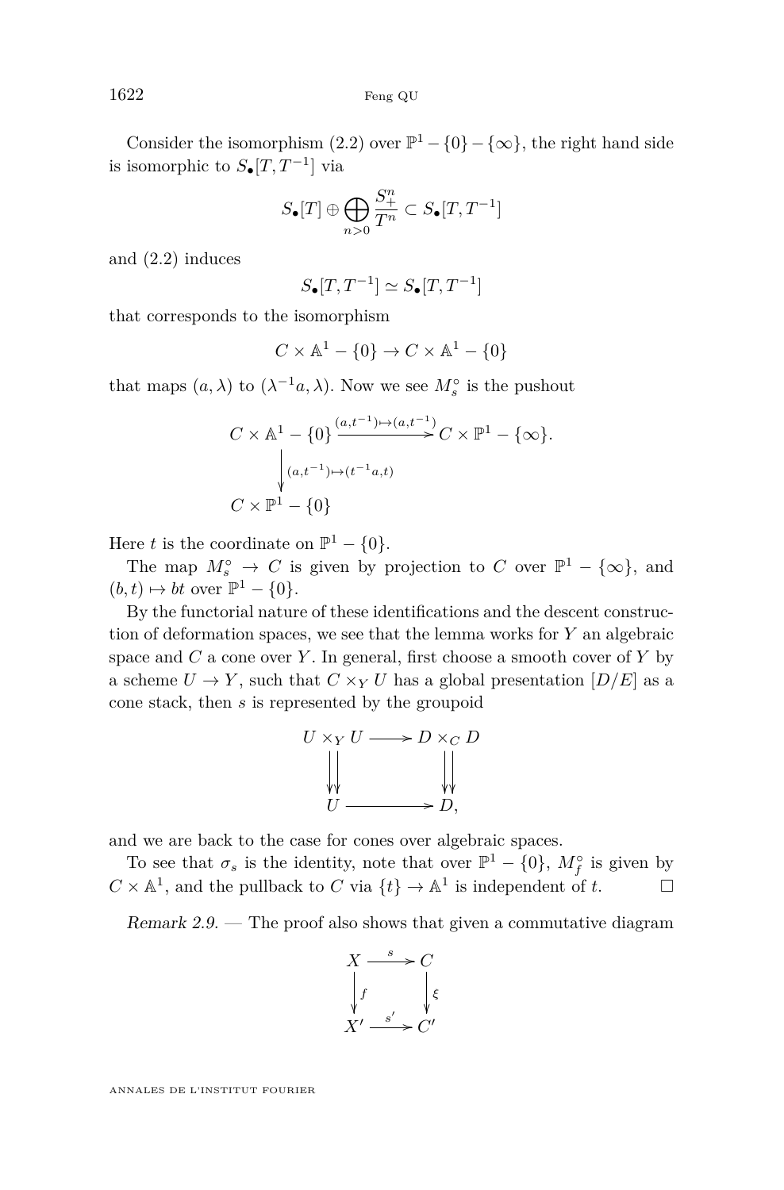Consider the isomorphism (2.2) over $\mathbb{P}^1 - \{0\} - \{\infty\}$, the right hand side is isomorphic to $S_\bullet[T, T^{-1}]$ via

$$S_\bullet[T] \oplus \bigoplus_{n>0} \frac{S_+^n}{T^n} \subset S_\bullet[T, T^{-1}]$$

and (2.2) induces

$$S_\bullet[T, T^{-1}] \simeq S_\bullet[T, T^{-1}]$$

that corresponds to the isomorphism

$$C \times \mathbb{A}^1 - \{0\} \to C \times \mathbb{A}^1 - \{0\}$$

that maps $(a, \lambda)$ to $(\lambda^{-1}a, \lambda)$. Now we see $M_s^\circ$ is the pushout

$$\begin{array}{ccc} C \times \mathbb{A}^1 - \{0\} & \xrightarrow{(a,t^{-1}) \mapsto (a,t^{-1})} & C \times \mathbb{P}^1 - \{\infty\}. \\ \Big\downarrow {\scriptstyle (a,t^{-1}) \mapsto (t^{-1}a, t)} & & \\ C \times \mathbb{P}^1 - \{0\} & & \end{array}$$

Here $t$ is the coordinate on $\mathbb{P}^1 - \{0\}$.

The map $M_s^\circ \to C$ is given by projection to $C$ over $\mathbb{P}^1 - \{\infty\}$, and $(b, t) \mapsto bt$ over $\mathbb{P}^1 - \{0\}$.

By the functorial nature of these identifications and the descent construction of deformation spaces, we see that the lemma works for $Y$ an algebraic space and $C$ a cone over $Y$. In general, first choose a smooth cover of $Y$ by a scheme $U \to Y$, such that $C \times_Y U$ has a global presentation $[D/E]$ as a cone stack, then $s$ is represented by the groupoid

$$\begin{array}{ccc} U \times_Y U & \longrightarrow & D \times_C D \\ \Big\downarrow\Big\downarrow & & \Big\downarrow\Big\downarrow \\ U & \longrightarrow & D, \end{array}$$

and we are back to the case for cones over algebraic spaces.

To see that $\sigma_s$ is the identity, note that over $\mathbb{P}^1 - \{0\}$, $M_f^\circ$ is given by $C \times \mathbb{A}^1$, and the pullback to $C$ via $\{t\} \to \mathbb{A}^1$ is independent of $t$. $\square$

*Remark 2.9.* — The proof also shows that given a commutative diagram

$$\begin{array}{ccc} X & \xrightarrow{s} & C \\ \Big\downarrow {\scriptstyle f} & & \Big\downarrow {\scriptstyle \xi} \\ X' & \xrightarrow{s'} & C' \end{array}$$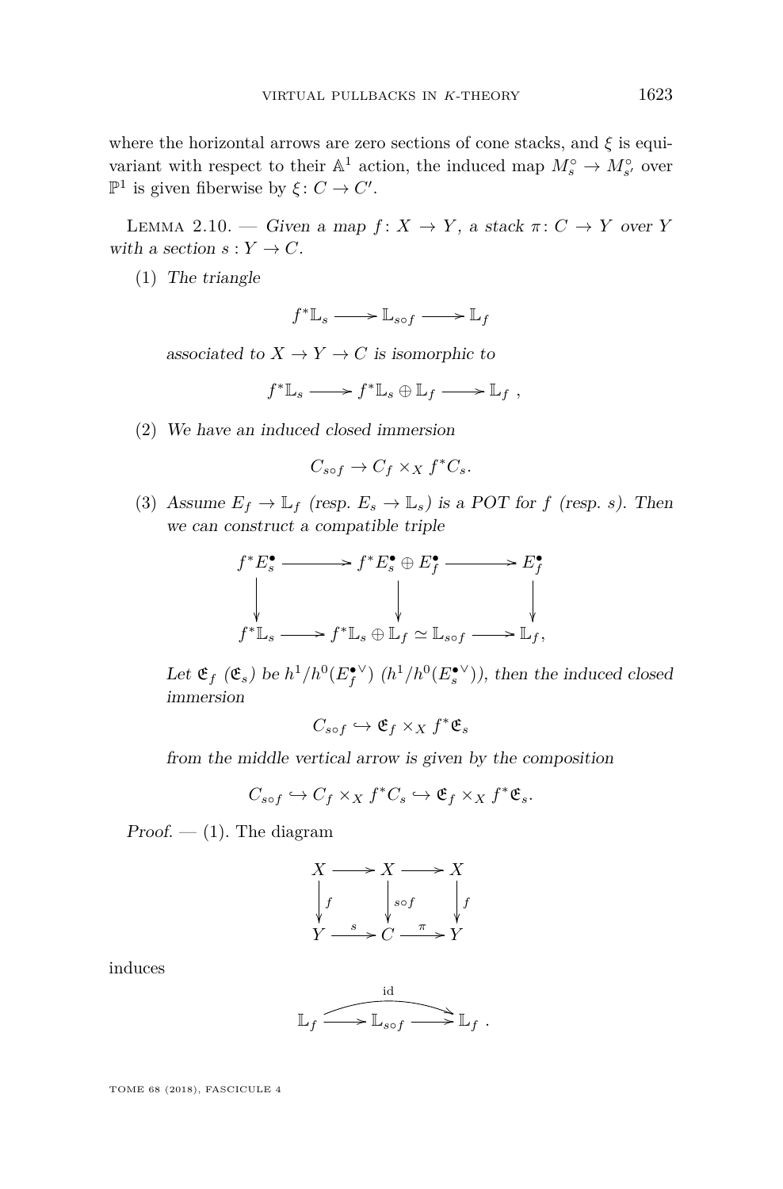where the horizontal arrows are zero sections of cone stacks, and $\xi$ is equivariant with respect to their $\mathbb{A}^1$ action, the induced map $M_s^\circ \to M_{s'}^\circ$ over $\mathbb{P}^1$ is given fiberwise by $\xi\colon C \to C'$.

Lemma 2.10. — *Given a map $f\colon X \to Y$, a stack $\pi\colon C \to Y$ over $Y$ with a section $s : Y \to C$.*

(1) *The triangle*

$$f^*\mathbb{L}_s \longrightarrow \mathbb{L}_{s\circ f} \longrightarrow \mathbb{L}_f$$

*associated to $X \to Y \to C$ is isomorphic to*

$$f^*\mathbb{L}_s \longrightarrow f^*\mathbb{L}_s \oplus \mathbb{L}_f \longrightarrow \mathbb{L}_f\ ,$$

(2) *We have an induced closed immersion*

$$C_{s\circ f} \to C_f \times_X f^*C_s.$$

(3) *Assume $E_f \to \mathbb{L}_f$ (resp. $E_s \to \mathbb{L}_s$) is a POT for $f$ (resp. $s$). Then we can construct a compatible triple*

$$\begin{array}{ccccc} f^*E_s^\bullet & \longrightarrow & f^*E_s^\bullet \oplus E_f^\bullet & \longrightarrow & E_f^\bullet \\ \downarrow & & \downarrow & & \downarrow \\ f^*\mathbb{L}_s & \longrightarrow & f^*\mathbb{L}_s \oplus \mathbb{L}_f \simeq \mathbb{L}_{s\circ f} & \longrightarrow & \mathbb{L}_f, \end{array}$$

*Let $\mathfrak{E}_f$ ($\mathfrak{E}_s$) be $h^1/h^0(E_f^{\bullet\vee})$ ($h^1/h^0(E_s^{\bullet\vee})$), then the induced closed immersion*

$$C_{s\circ f} \hookrightarrow \mathfrak{E}_f \times_X f^*\mathfrak{E}_s$$

*from the middle vertical arrow is given by the composition*

$$C_{s\circ f} \hookrightarrow C_f \times_X f^*C_s \hookrightarrow \mathfrak{E}_f \times_X f^*\mathfrak{E}_s.$$

*Proof.* — (1). The diagram

$$\begin{array}{ccccc} X & \longrightarrow & X & \longrightarrow & X \\ \downarrow{\scriptstyle f} & & \downarrow{\scriptstyle s\circ f} & & \downarrow{\scriptstyle f} \\ Y & \xrightarrow{\ s\ } & C & \xrightarrow{\ \pi\ } & Y \end{array}$$

induces

$$\mathbb{L}_f \longrightarrow \mathbb{L}_{s\circ f} \longrightarrow \mathbb{L}_f\ ,$$

where the composition $\mathbb{L}_f \to \mathbb{L}_f$ is $\mathrm{id}$.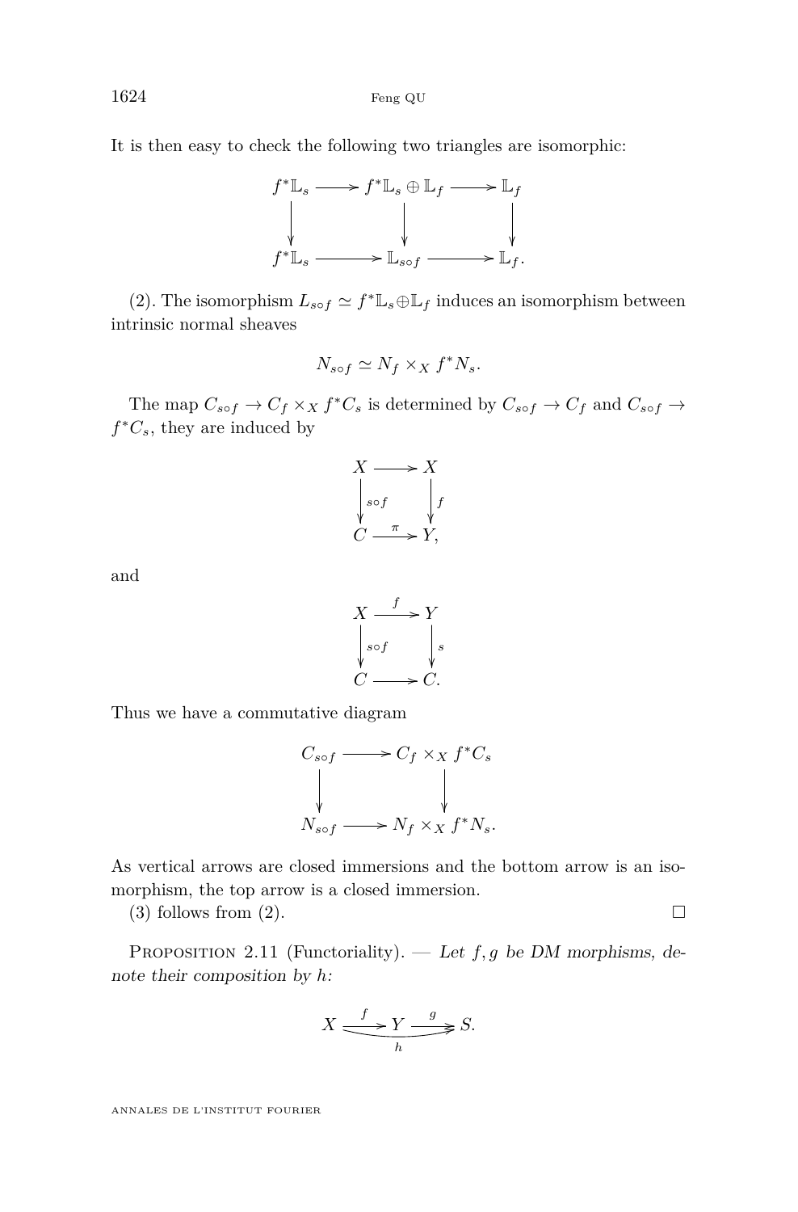It is then easy to check the following two triangles are isomorphic:

$$\begin{array}{ccccc} f^*\mathbb{L}_s & \longrightarrow & f^*\mathbb{L}_s \oplus \mathbb{L}_f & \longrightarrow & \mathbb{L}_f \\ \downarrow & & \downarrow & & \downarrow \\ f^*\mathbb{L}_s & \longrightarrow & \mathbb{L}_{s\circ f} & \longrightarrow & \mathbb{L}_f. \end{array}$$

(2). The isomorphism $L_{s\circ f} \simeq f^*\mathbb{L}_s \oplus \mathbb{L}_f$ induces an isomorphism between intrinsic normal sheaves

$$N_{s\circ f} \simeq N_f \times_X f^*N_s.$$

The map $C_{s\circ f} \to C_f \times_X f^*C_s$ is determined by $C_{s\circ f} \to C_f$ and $C_{s\circ f} \to f^*C_s$, they are induced by

$$\begin{array}{ccc} X & \longrightarrow & X \\ \downarrow{\scriptstyle s\circ f} & & \downarrow{\scriptstyle f} \\ C & \xrightarrow{\pi} & Y, \end{array}$$

and

$$\begin{array}{ccc} X & \xrightarrow{f} & Y \\ \downarrow{\scriptstyle s\circ f} & & \downarrow{\scriptstyle s} \\ C & \longrightarrow & C. \end{array}$$

Thus we have a commutative diagram

$$\begin{array}{ccc} C_{s\circ f} & \longrightarrow & C_f \times_X f^*C_s \\ \downarrow & & \downarrow \\ N_{s\circ f} & \longrightarrow & N_f \times_X f^*N_s. \end{array}$$

As vertical arrows are closed immersions and the bottom arrow is an isomorphism, the top arrow is a closed immersion.

(3) follows from (2). □

Proposition 2.11 (Functoriality). — *Let $f, g$ be DM morphisms, denote their composition by $h$:*

$$X \xrightarrow{f} Y \xrightarrow{g} S, \quad h = g\circ f : X \to S.$$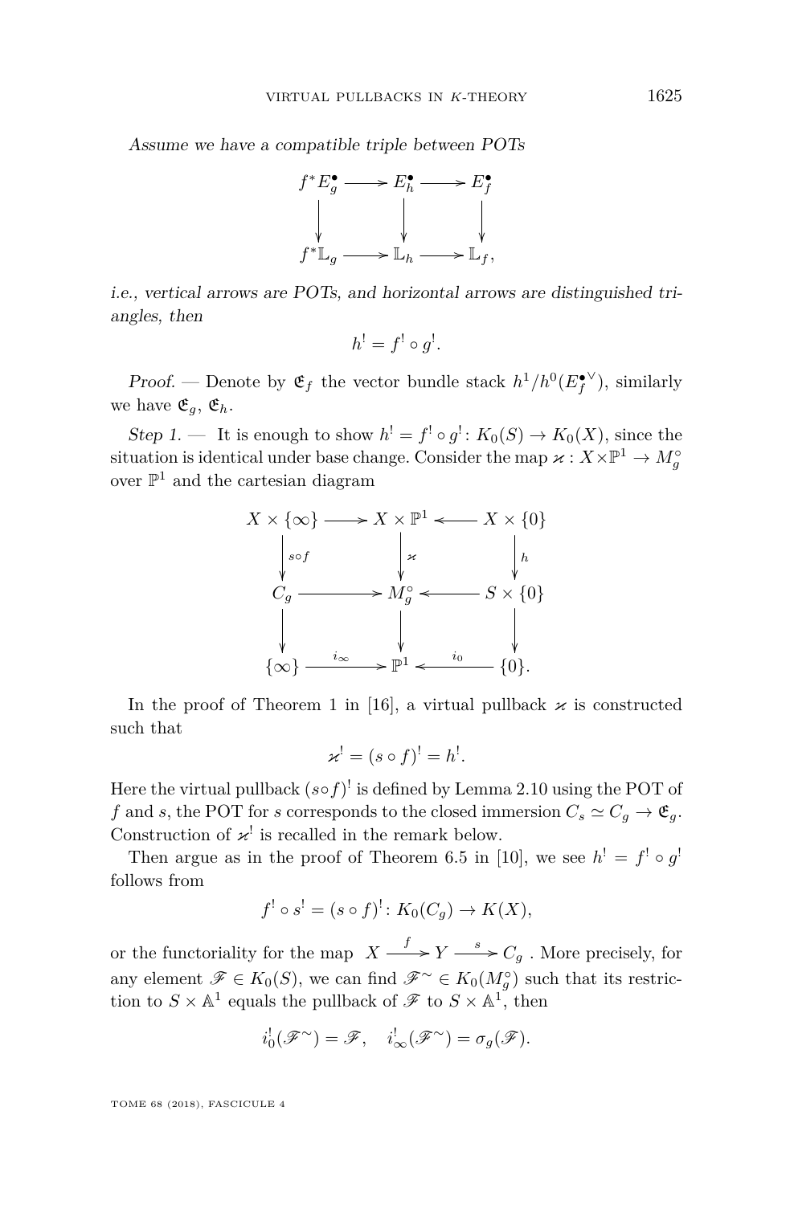*Assume we have a compatible triple between POTs*

$$\begin{array}{ccccc} f^*E_g^\bullet & \longrightarrow & E_h^\bullet & \longrightarrow & E_f^\bullet \\ \downarrow & & \downarrow & & \downarrow \\ f^*\mathbb{L}_g & \longrightarrow & \mathbb{L}_h & \longrightarrow & \mathbb{L}_f, \end{array}$$

*i.e., vertical arrows are POTs, and horizontal arrows are distinguished triangles, then*

$$h^! = f^! \circ g^!.$$

*Proof.* — Denote by $\mathfrak{E}_f$ the vector bundle stack $h^1/h^0(E_f^{\bullet\vee})$, similarly we have $\mathfrak{E}_g$, $\mathfrak{E}_h$.

*Step 1.* — It is enough to show $h^! = f^! \circ g^! \colon K_0(S) \to K_0(X)$, since the situation is identical under base change. Consider the map $\varkappa : X \times \mathbb{P}^1 \to M_g^\circ$ over $\mathbb{P}^1$ and the cartesian diagram

$$\begin{array}{ccccc} X \times \{\infty\} & \longrightarrow & X \times \mathbb{P}^1 & \longleftarrow & X \times \{0\} \\ \downarrow{\scriptstyle s\circ f} & & \downarrow{\scriptstyle \varkappa} & & \downarrow{\scriptstyle h} \\ C_g & \longrightarrow & M_g^\circ & \longleftarrow & S \times \{0\} \\ \downarrow & & \downarrow & & \downarrow \\ \{\infty\} & \xrightarrow{i_\infty} & \mathbb{P}^1 & \xleftarrow{i_0} & \{0\}. \end{array}$$

In the proof of Theorem 1 in [16], a virtual pullback $\varkappa$ is constructed such that

$$\varkappa^! = (s \circ f)^! = h^!.$$

Here the virtual pullback $(s\circ f)^!$ is defined by Lemma 2.10 using the POT of $f$ and $s$, the POT for $s$ corresponds to the closed immersion $C_s \simeq C_g \to \mathfrak{E}_g$. Construction of $\varkappa^!$ is recalled in the remark below.

Then argue as in the proof of Theorem 6.5 in [10], we see $h^! = f^! \circ g^!$ follows from

$$f^! \circ s^! = (s \circ f)^! \colon K_0(C_g) \to K(X),$$

or the functoriality for the map $X \xrightarrow{f} Y \xrightarrow{s} C_g$ . More precisely, for any element $\mathscr{F} \in K_0(S)$, we can find $\mathscr{F}^\sim \in K_0(M_g^\circ)$ such that its restriction to $S \times \mathbb{A}^1$ equals the pullback of $\mathscr{F}$ to $S \times \mathbb{A}^1$, then

$$i_0^!(\mathscr{F}^\sim) = \mathscr{F}, \quad i_\infty^!(\mathscr{F}^\sim) = \sigma_g(\mathscr{F}).$$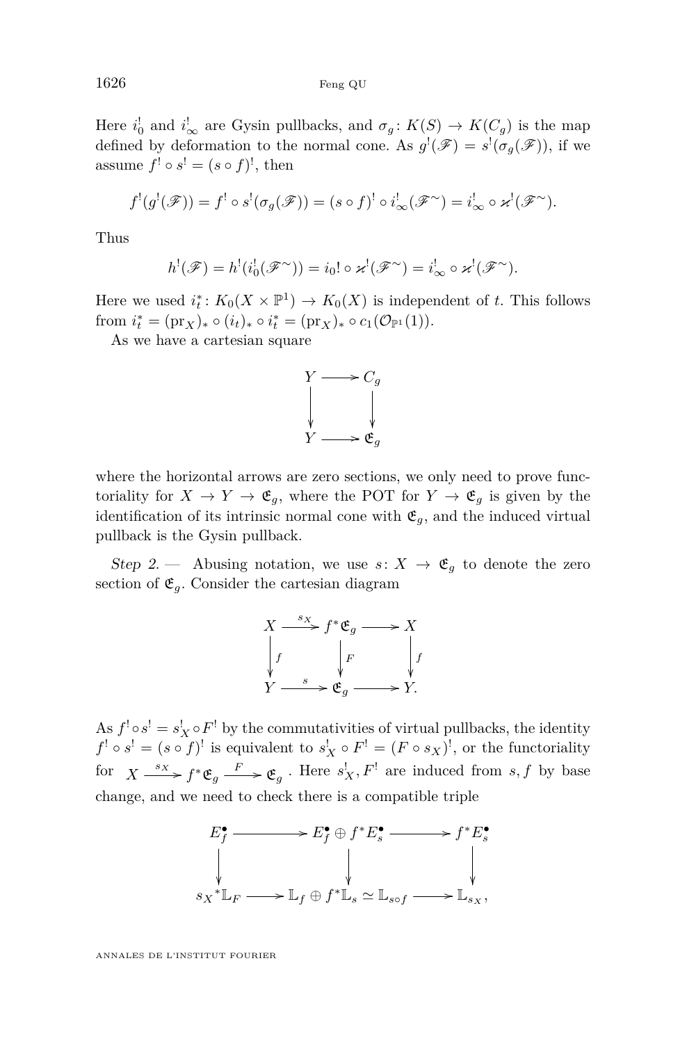Here $i_0^!$ and $i_\infty^!$ are Gysin pullbacks, and $\sigma_g\colon K(S) \to K(C_g)$ is the map defined by deformation to the normal cone. As $g^!(\mathscr{F}) = s^!(\sigma_g(\mathscr{F}))$, if we assume $f^! \circ s^! = (s \circ f)^!$, then

$$f^!(g^!(\mathscr{F})) = f^! \circ s^!(\sigma_g(\mathscr{F})) = (s\circ f)^! \circ i_\infty^!(\mathscr{F}^\sim) = i_\infty^! \circ \varkappa^!(\mathscr{F}^\sim).$$

Thus

$$h^!(\mathscr{F}) = h^!(i_0^!(\mathscr{F}^\sim)) = i_0! \circ \varkappa^!(\mathscr{F}^\sim) = i_\infty^! \circ \varkappa^!(\mathscr{F}^\sim).$$

Here we used $i_t^*\colon K_0(X\times \mathbb{P}^1) \to K_0(X)$ is independent of $t$. This follows from $i_t^* = (\mathrm{pr}_X)_* \circ (i_t)_* \circ i_t^* = (\mathrm{pr}_X)_* \circ c_1(\mathcal{O}_{\mathbb{P}^1}(1))$.

As we have a cartesian square

$$\begin{array}{ccc} Y & \longrightarrow & C_g \\ \downarrow & & \downarrow \\ Y & \longrightarrow & \mathfrak{E}_g \end{array}$$

where the horizontal arrows are zero sections, we only need to prove functoriality for $X \to Y \to \mathfrak{E}_g$, where the POT for $Y \to \mathfrak{E}_g$ is given by the identification of its intrinsic normal cone with $\mathfrak{E}_g$, and the induced virtual pullback is the Gysin pullback.

*Step 2.* — Abusing notation, we use $s\colon X \to \mathfrak{E}_g$ to denote the zero section of $\mathfrak{E}_g$. Consider the cartesian diagram

$$\begin{array}{ccccc} X & \xrightarrow{s_X} & f^*\mathfrak{E}_g & \longrightarrow & X \\ \downarrow{\scriptstyle f} & & \downarrow{\scriptstyle F} & & \downarrow{\scriptstyle f} \\ Y & \xrightarrow{s} & \mathfrak{E}_g & \longrightarrow & Y. \end{array}$$

As $f^! \circ s^! = s_X^! \circ F^!$ by the commutativities of virtual pullbacks, the identity $f^! \circ s^! = (s\circ f)^!$ is equivalent to $s_X^! \circ F^! = (F \circ s_X)^!$, or the functoriality for $X \xrightarrow{s_X} f^*\mathfrak{E}_g \xrightarrow{F} \mathfrak{E}_g$. Here $s_X^!, F^!$ are induced from $s, f$ by base change, and we need to check there is a compatible triple

$$\begin{array}{ccccc} E_f^\bullet & \longrightarrow & E_f^\bullet \oplus f^*E_s^\bullet & \longrightarrow & f^*E_s^\bullet \\ \downarrow & & \downarrow & & \downarrow \\ {s_X}^*\mathbb{L}_F & \longrightarrow & \mathbb{L}_f \oplus f^*\mathbb{L}_s \simeq \mathbb{L}_{s\circ f} & \longrightarrow & \mathbb{L}_{s_X}, \end{array}$$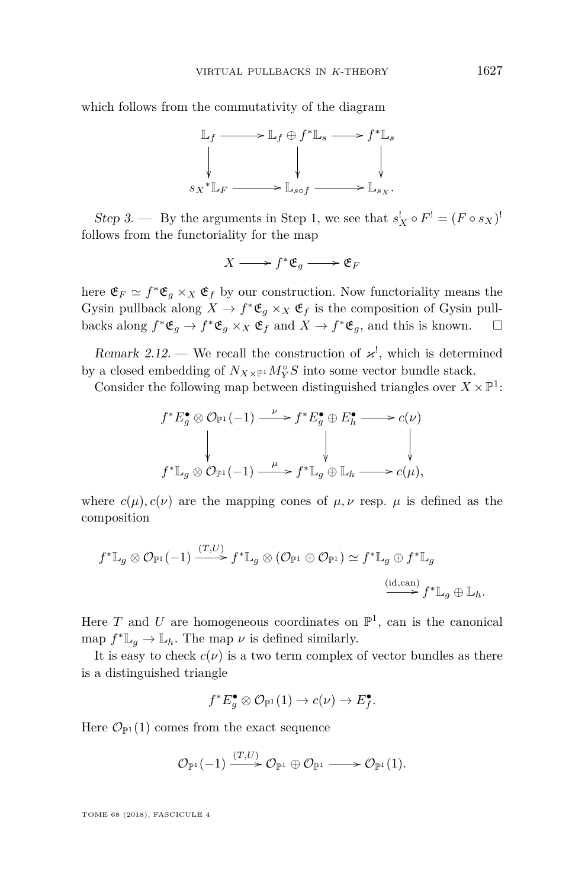which follows from the commutativity of the diagram

$$
\begin{array}{ccccc}
\mathbb{L}_f & \longrightarrow & \mathbb{L}_f \oplus f^*\mathbb{L}_s & \longrightarrow & f^*\mathbb{L}_s \\
\downarrow & & \downarrow & & \downarrow \\
{s_X}^*\mathbb{L}_F & \longrightarrow & \mathbb{L}_{s\circ f} & \longrightarrow & \mathbb{L}_{s_X}.
\end{array}
$$

*Step 3.* — By the arguments in Step 1, we see that $s_X^! \circ F^! = (F \circ s_X)^!$ follows from the functoriality for the map

$$X \longrightarrow f^*\mathfrak{E}_g \longrightarrow \mathfrak{E}_F$$

here $\mathfrak{E}_F \simeq f^*\mathfrak{E}_g \times_X \mathfrak{E}_f$ by our construction. Now functoriality means the Gysin pullback along $X \to f^*\mathfrak{E}_g \times_X \mathfrak{E}_f$ is the composition of Gysin pullbacks along $f^*\mathfrak{E}_g \to f^*\mathfrak{E}_g \times_X \mathfrak{E}_f$ and $X \to f^*\mathfrak{E}_g$, and this is known. □

*Remark 2.12.* — We recall the construction of $\varkappa^!$, which is determined by a closed embedding of $N_{X\times\mathbb{P}^1}M_Y^\circ S$ into some vector bundle stack.

Consider the following map between distinguished triangles over $X \times \mathbb{P}^1$:

$$
\begin{array}{ccccc}
f^*E_g^\bullet \otimes \mathcal{O}_{\mathbb{P}^1}(-1) & \xrightarrow{\nu} & f^*E_g^\bullet \oplus E_h^\bullet & \longrightarrow & c(\nu) \\
\downarrow & & \downarrow & & \downarrow \\
f^*\mathbb{L}_g \otimes \mathcal{O}_{\mathbb{P}^1}(-1) & \xrightarrow{\mu} & f^*\mathbb{L}_g \oplus \mathbb{L}_h & \longrightarrow & c(\mu),
\end{array}
$$

where $c(\mu), c(\nu)$ are the mapping cones of $\mu, \nu$ resp. $\mu$ is defined as the composition

$$f^*\mathbb{L}_g \otimes \mathcal{O}_{\mathbb{P}^1}(-1) \xrightarrow{(T,U)} f^*\mathbb{L}_g \otimes (\mathcal{O}_{\mathbb{P}^1} \oplus \mathcal{O}_{\mathbb{P}^1}) \simeq f^*\mathbb{L}_g \oplus f^*\mathbb{L}_g \xrightarrow{(\mathrm{id},\mathrm{can})} f^*\mathbb{L}_g \oplus \mathbb{L}_h.$$

Here $T$ and $U$ are homogeneous coordinates on $\mathbb{P}^1$, can is the canonical map $f^*\mathbb{L}_g \to \mathbb{L}_h$. The map $\nu$ is defined similarly.

It is easy to check $c(\nu)$ is a two term complex of vector bundles as there is a distinguished triangle

$$f^*E_g^\bullet \otimes \mathcal{O}_{\mathbb{P}^1}(1) \to c(\nu) \to E_f^\bullet.$$

Here $\mathcal{O}_{\mathbb{P}^1}(1)$ comes from the exact sequence

$$\mathcal{O}_{\mathbb{P}^1}(-1) \xrightarrow{(T,U)} \mathcal{O}_{\mathbb{P}^1} \oplus \mathcal{O}_{\mathbb{P}^1} \longrightarrow \mathcal{O}_{\mathbb{P}^1}(1).$$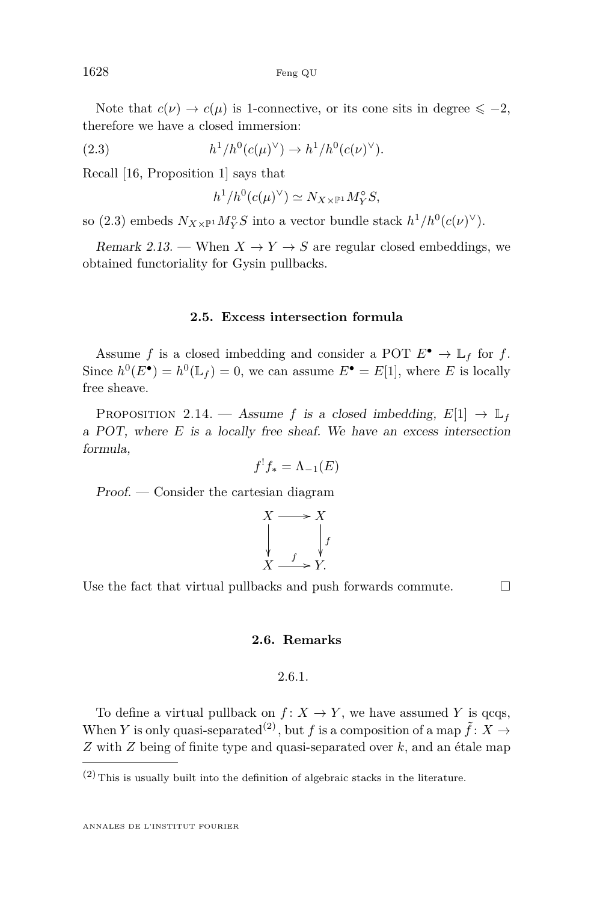Note that $c(\nu) \to c(\mu)$ is 1-connective, or its cone sits in degree $\leqslant -2$, therefore we have a closed immersion:

$$h^1/h^0(c(\mu)^\vee) \to h^1/h^0(c(\nu)^\vee). \tag{2.3}$$

Recall [16, Proposition 1] says that

$$h^1/h^0(c(\mu)^\vee) \simeq N_{X\times\mathbb{P}^1} M_Y^\circ S,$$

so (2.3) embeds $N_{X\times\mathbb{P}^1} M_Y^\circ S$ into a vector bundle stack $h^1/h^0(c(\nu)^\vee)$.

*Remark 2.13.* — When $X \to Y \to S$ are regular closed embeddings, we obtained functoriality for Gysin pullbacks.

### 2.5. Excess intersection formula

Assume $f$ is a closed imbedding and consider a POT $E^\bullet \to \mathbb{L}_f$ for $f$. Since $h^0(E^\bullet) = h^0(\mathbb{L}_f) = 0$, we can assume $E^\bullet = E[1]$, where $E$ is locally free sheave.

Proposition 2.14. — *Assume $f$ is a closed imbedding, $E[1] \to \mathbb{L}_f$ a POT, where $E$ is a locally free sheaf. We have an excess intersection formula,*

$$f^! f_* = \Lambda_{-1}(E)$$

*Proof.* — Consider the cartesian diagram

$$\begin{array}{ccc} X & \longrightarrow & X \\ \big\downarrow & & \big\downarrow f \\ X & \xrightarrow{f} & Y. \end{array}$$

Use the fact that virtual pullbacks and push forwards commute. $\square$

### 2.6. Remarks

2.6.1.

To define a virtual pullback on $f\colon X \to Y$, we have assumed $Y$ is qcqs, When $Y$ is only quasi-separated[(2)], but $f$ is a composition of a map $\tilde{f}\colon X \to Z$ with $Z$ being of finite type and quasi-separated over $k$, and an étale map

(2) This is usually built into the definition of algebraic stacks in the literature.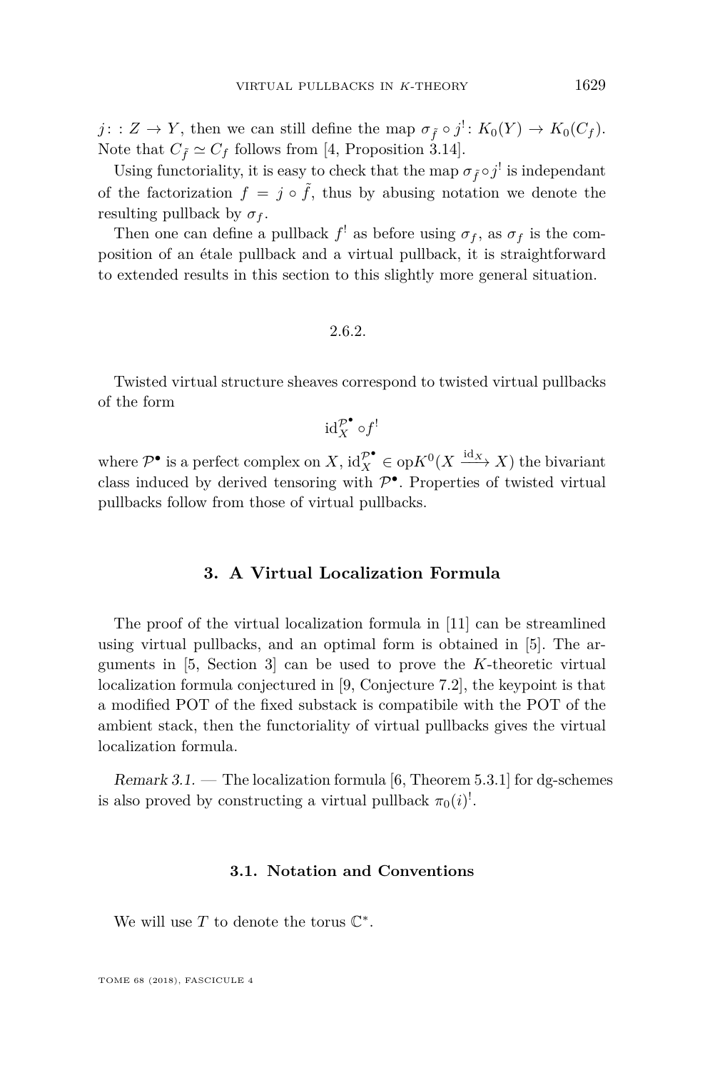$j\colon : Z \to Y$, then we can still define the map $\sigma_{\tilde{f}} \circ j^! \colon K_0(Y) \to K_0(C_f)$. Note that $C_{\tilde{f}} \simeq C_f$ follows from [4, Proposition 3.14].

Using functoriality, it is easy to check that the map $\sigma_{\tilde{f}} \circ j^!$ is independant of the factorization $f = j \circ \tilde{f}$, thus by abusing notation we denote the resulting pullback by $\sigma_f$.

Then one can define a pullback $f^!$ as before using $\sigma_f$, as $\sigma_f$ is the composition of an étale pullback and a virtual pullback, it is straightforward to extended results in this section to this slightly more general situation.

2.6.2.

Twisted virtual structure sheaves correspond to twisted virtual pullbacks of the form

$$\mathrm{id}_X^{\mathcal{P}^\bullet} \circ f^!$$

where $\mathcal{P}^\bullet$ is a perfect complex on $X$, $\mathrm{id}_X^{\mathcal{P}^\bullet} \in \mathrm{op}K^0(X \xrightarrow{\mathrm{id}_X} X)$ the bivariant class induced by derived tensoring with $\mathcal{P}^\bullet$. Properties of twisted virtual pullbacks follow from those of virtual pullbacks.

## 3. A Virtual Localization Formula

The proof of the virtual localization formula in [11] can be streamlined using virtual pullbacks, and an optimal form is obtained in [5]. The arguments in [5, Section 3] can be used to prove the $K$-theoretic virtual localization formula conjectured in [9, Conjecture 7.2], the keypoint is that a modified POT of the fixed substack is compatibile with the POT of the ambient stack, then the functoriality of virtual pullbacks gives the virtual localization formula.

*Remark 3.1.* — The localization formula [6, Theorem 5.3.1] for dg-schemes is also proved by constructing a virtual pullback $\pi_0(i)^!$.

### 3.1. Notation and Conventions

We will use $T$ to denote the torus $\mathbb{C}^*$.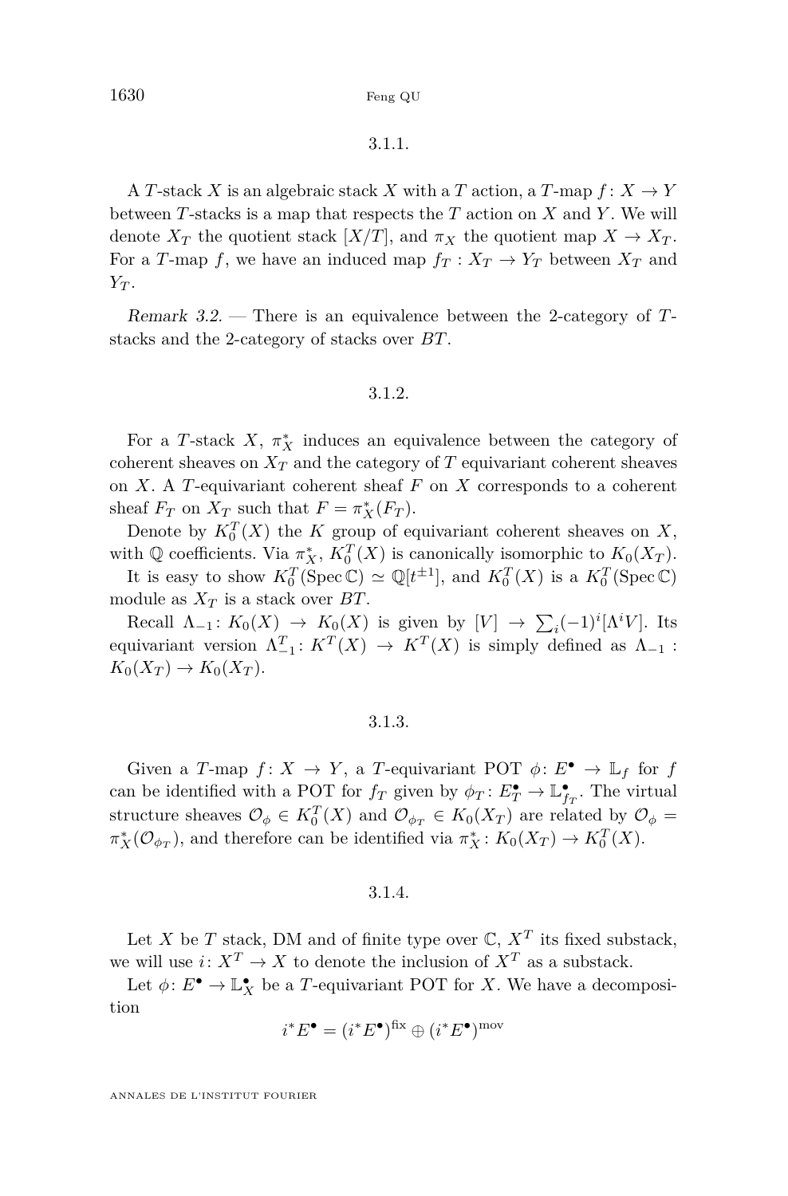### 3.1.1.

A $T$-stack $X$ is an algebraic stack $X$ with a $T$ action, a $T$-map $f\colon X \to Y$ between $T$-stacks is a map that respects the $T$ action on $X$ and $Y$. We will denote $X_T$ the quotient stack $[X/T]$, and $\pi_X$ the quotient map $X \to X_T$. For a $T$-map $f$, we have an induced map $f_T : X_T \to Y_T$ between $X_T$ and $Y_T$.

*Remark 3.2.* — There is an equivalence between the 2-category of $T$-stacks and the 2-category of stacks over $BT$.

### 3.1.2.

For a $T$-stack $X$, $\pi_X^*$ induces an equivalence between the category of coherent sheaves on $X_T$ and the category of $T$ equivariant coherent sheaves on $X$. A $T$-equivariant coherent sheaf $F$ on $X$ corresponds to a coherent sheaf $F_T$ on $X_T$ such that $F = \pi_X^*(F_T)$.

Denote by $K_0^T(X)$ the $K$ group of equivariant coherent sheaves on $X$, with $\mathbb{Q}$ coefficients. Via $\pi_X^*$, $K_0^T(X)$ is canonically isomorphic to $K_0(X_T)$.

It is easy to show $K_0^T(\operatorname{Spec}\mathbb{C}) \simeq \mathbb{Q}[t^{\pm 1}]$, and $K_0^T(X)$ is a $K_0^T(\operatorname{Spec}\mathbb{C})$ module as $X_T$ is a stack over $BT$.

Recall $\Lambda_{-1}\colon K_0(X) \to K_0(X)$ is given by $[V] \to \sum_i (-1)^i [\Lambda^i V]$. Its equivariant version $\Lambda_{-1}^T\colon K^T(X) \to K^T(X)$ is simply defined as $\Lambda_{-1} : K_0(X_T) \to K_0(X_T)$.

### 3.1.3.

Given a $T$-map $f\colon X \to Y$, a $T$-equivariant POT $\phi\colon E^\bullet \to \mathbb{L}_f$ for $f$ can be identified with a POT for $f_T$ given by $\phi_T\colon E_T^\bullet \to \mathbb{L}_{f_T}^\bullet$. The virtual structure sheaves $\mathcal{O}_\phi \in K_0^T(X)$ and $\mathcal{O}_{\phi_T} \in K_0(X_T)$ are related by $\mathcal{O}_\phi = \pi_X^*(\mathcal{O}_{\phi_T})$, and therefore can be identified via $\pi_X^*\colon K_0(X_T) \to K_0^T(X)$.

### 3.1.4.

Let $X$ be $T$ stack, DM and of finite type over $\mathbb{C}$, $X^T$ its fixed substack, we will use $i\colon X^T \to X$ to denote the inclusion of $X^T$ as a substack.

Let $\phi\colon E^\bullet \to \mathbb{L}_X^\bullet$ be a $T$-equivariant POT for $X$. We have a decomposition

$$i^*E^\bullet = (i^*E^\bullet)^{\mathrm{fix}} \oplus (i^*E^\bullet)^{\mathrm{mov}}$$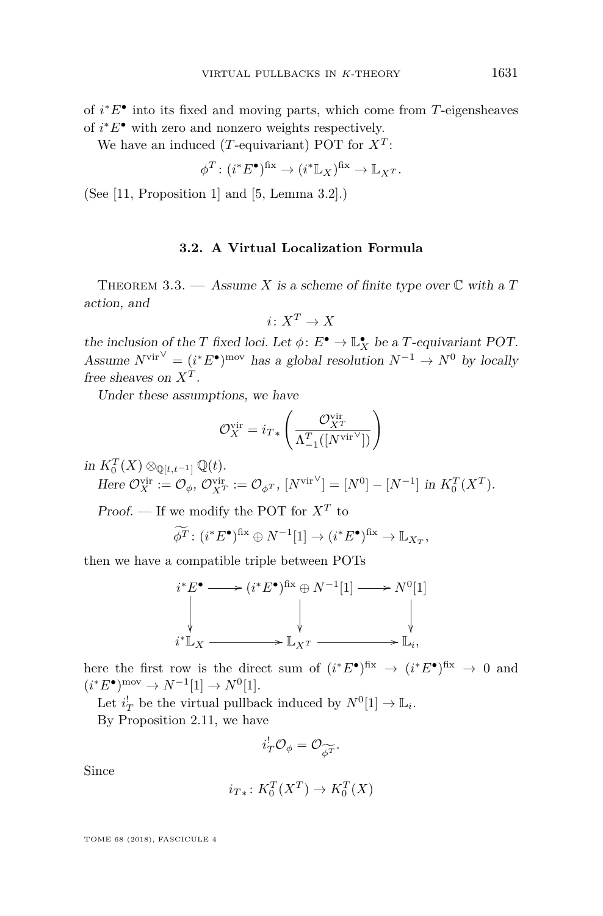of $i^*E^\bullet$ into its fixed and moving parts, which come from $T$-eigensheaves of $i^*E^\bullet$ with zero and nonzero weights respectively.

We have an induced ($T$-equivariant) POT for $X^T$:

$$\phi^T\colon (i^*E^\bullet)^{\mathrm{fix}} \to (i^*\mathbb{L}_X)^{\mathrm{fix}} \to \mathbb{L}_{X^T}.$$

(See [11, Proposition 1] and [5, Lemma 3.2].)

### 3.2. A Virtual Localization Formula

Theorem 3.3. — *Assume $X$ is a scheme of finite type over $\mathbb{C}$ with a $T$ action, and*

$$i\colon X^T \to X$$

*the inclusion of the $T$ fixed loci. Let $\phi\colon E^\bullet \to \mathbb{L}_X^\bullet$ be a $T$-equivariant POT. Assume ${N^{\mathrm{vir}}}^\vee = (i^*E^\bullet)^{\mathrm{mov}}$ has a global resolution $N^{-1} \to N^0$ by locally free sheaves on $X^T$.*

*Under these assumptions, we have*

$$\mathcal{O}_X^{\mathrm{vir}} = i_{T*}\left(\frac{\mathcal{O}_{X^T}^{\mathrm{vir}}}{\Lambda_{-1}^T([{N^{\mathrm{vir}}}^\vee])}\right)$$

*in $K_0^T(X) \otimes_{\mathbb{Q}[t,t^{-1}]} \mathbb{Q}(t)$.*

*Here $\mathcal{O}_X^{\mathrm{vir}} := \mathcal{O}_\phi$, $\mathcal{O}_{X^T}^{\mathrm{vir}} := \mathcal{O}_{\phi^T}$, $[{N^{\mathrm{vir}}}^\vee] = [N^0] - [N^{-1}]$ in $K_0^T(X^T)$.*

*Proof.* — If we modify the POT for $X^T$ to

$$\widetilde{\phi^T}\colon (i^*E^\bullet)^{\mathrm{fix}} \oplus N^{-1}[1] \to (i^*E^\bullet)^{\mathrm{fix}} \to \mathbb{L}_{X_T},$$

then we have a compatible triple between POTs

$$\begin{array}{ccccc}
i^*E^\bullet & \longrightarrow & (i^*E^\bullet)^{\mathrm{fix}} \oplus N^{-1}[1] & \longrightarrow & N^0[1] \\
\downarrow & & \downarrow & & \downarrow \\
i^*\mathbb{L}_X & \longrightarrow & \mathbb{L}_{X^T} & \longrightarrow & \mathbb{L}_i,
\end{array}$$

here the first row is the direct sum of $(i^*E^\bullet)^{\mathrm{fix}} \to (i^*E^\bullet)^{\mathrm{fix}} \to 0$ and $(i^*E^\bullet)^{\mathrm{mov}} \to N^{-1}[1] \to N^0[1]$.

Let $i_T^!$ be the virtual pullback induced by $N^0[1] \to \mathbb{L}_i$.

By Proposition 2.11, we have

$$i_T^!\mathcal{O}_\phi = \mathcal{O}_{\widetilde{\phi^T}}.$$

Since

$$i_{T*}\colon K_0^T(X^T) \to K_0^T(X)$$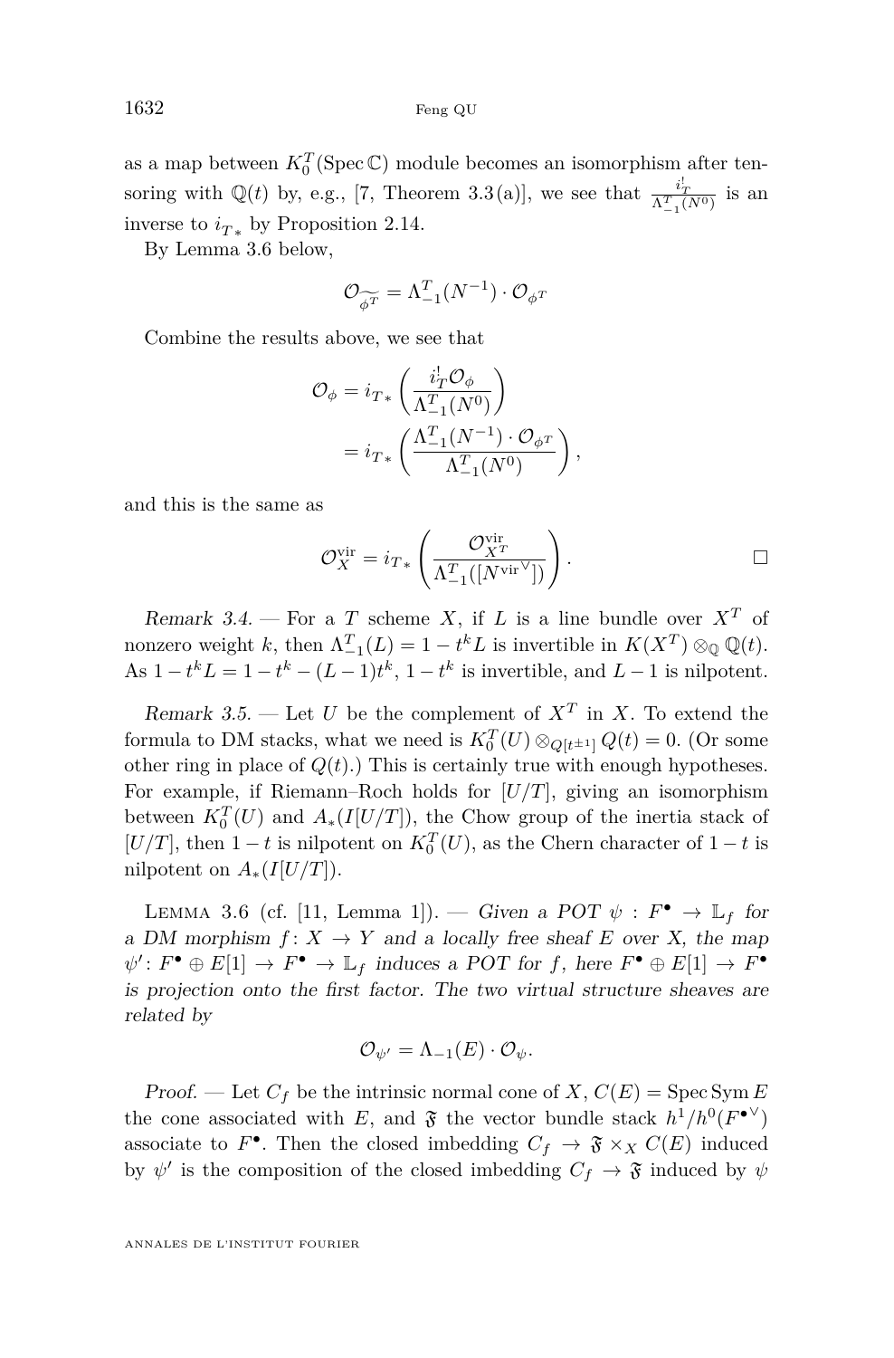as a map between $K_0^T(\operatorname{Spec}\mathbb{C})$ module becomes an isomorphism after tensoring with $\mathbb{Q}(t)$ by, e.g., [7, Theorem 3.3(a)], we see that $\frac{i_T^!}{\Lambda_{-1}^T(N^0)}$ is an inverse to $i_{T*}$ by Proposition 2.14.

By Lemma 3.6 below,

$$\mathcal{O}_{\widetilde{\phi^T}} = \Lambda_{-1}^T(N^{-1}) \cdot \mathcal{O}_{\phi^T}$$

Combine the results above, we see that

$$\begin{aligned}\mathcal{O}_\phi &= i_{T*}\left(\frac{i_T^!\mathcal{O}_\phi}{\Lambda_{-1}^T(N^0)}\right)\\ &= i_{T*}\left(\frac{\Lambda_{-1}^T(N^{-1})\cdot\mathcal{O}_{\phi^T}}{\Lambda_{-1}^T(N^0)}\right),\end{aligned}$$

and this is the same as

$$\mathcal{O}_X^{\mathrm{vir}} = i_{T*}\left(\frac{\mathcal{O}_{X^T}^{\mathrm{vir}}}{\Lambda_{-1}^T([N^{\mathrm{vir}\vee}])}\right). \qquad \square$$

*Remark 3.4.* — For a $T$ scheme $X$, if $L$ is a line bundle over $X^T$ of nonzero weight $k$, then $\Lambda_{-1}^T(L) = 1 - t^k L$ is invertible in $K(X^T)\otimes_{\mathbb{Q}}\mathbb{Q}(t)$. As $1 - t^k L = 1 - t^k - (L-1)t^k$, $1 - t^k$ is invertible, and $L - 1$ is nilpotent.

*Remark 3.5.* — Let $U$ be the complement of $X^T$ in $X$. To extend the formula to DM stacks, what we need is $K_0^T(U)\otimes_{Q[t^{\pm 1}]} Q(t) = 0$. (Or some other ring in place of $Q(t)$.) This is certainly true with enough hypotheses. For example, if Riemann–Roch holds for $[U/T]$, giving an isomorphism between $K_0^T(U)$ and $A_*(I[U/T])$, the Chow group of the inertia stack of $[U/T]$, then $1-t$ is nilpotent on $K_0^T(U)$, as the Chern character of $1-t$ is nilpotent on $A_*(I[U/T])$.

LEMMA 3.6 (cf. [11, Lemma 1]). — *Given a POT $\psi : F^\bullet \to \mathbb{L}_f$ for a DM morphism $f\colon X \to Y$ and a locally free sheaf $E$ over $X$, the map $\psi'\colon F^\bullet \oplus E[1] \to F^\bullet \to \mathbb{L}_f$ induces a POT for $f$, here $F^\bullet \oplus E[1] \to F^\bullet$ is projection onto the first factor. The two virtual structure sheaves are related by*

$$\mathcal{O}_{\psi'} = \Lambda_{-1}(E)\cdot\mathcal{O}_\psi.$$

*Proof.* — Let $C_f$ be the intrinsic normal cone of $X$, $C(E) = \operatorname{Spec}\operatorname{Sym} E$ the cone associated with $E$, and $\mathfrak{F}$ the vector bundle stack $h^1/h^0(F^{\bullet\vee})$ associate to $F^\bullet$. Then the closed imbedding $C_f \to \mathfrak{F}\times_X C(E)$ induced by $\psi'$ is the composition of the closed imbedding $C_f \to \mathfrak{F}$ induced by $\psi$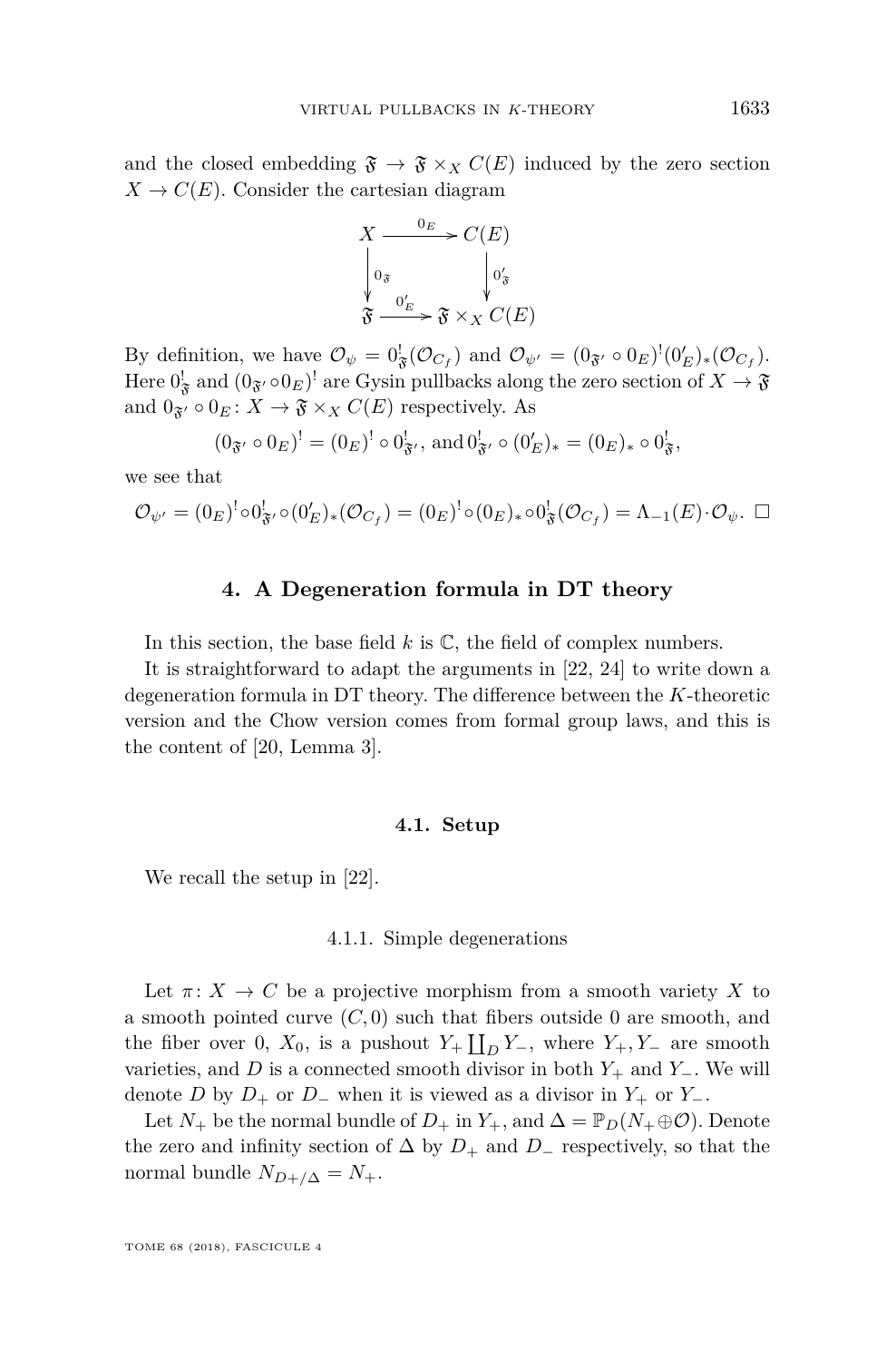and the closed embedding $\mathfrak{F} \to \mathfrak{F} \times_X C(E)$ induced by the zero section $X \to C(E)$. Consider the cartesian diagram

$$\begin{array}{ccc} X & \xrightarrow{0_E} & C(E) \\ \Big\downarrow 0_{\mathfrak{F}} & & \Big\downarrow 0'_{\mathfrak{F}} \\ \mathfrak{F} & \xrightarrow{0'_E} & \mathfrak{F} \times_X C(E) \end{array}$$

By definition, we have $\mathcal{O}_\psi = 0^!_{\mathfrak{F}}(\mathcal{O}_{C_f})$ and $\mathcal{O}_{\psi'} = (0_{\mathfrak{F}'} \circ 0_E)^!(0'_E)_*(\mathcal{O}_{C_f})$. Here $0^!_{\mathfrak{F}}$ and $(0_{\mathfrak{F}'} \circ 0_E)^!$ are Gysin pullbacks along the zero section of $X \to \mathfrak{F}$ and $0_{\mathfrak{F}'} \circ 0_E \colon X \to \mathfrak{F} \times_X C(E)$ respectively. As

$$(0_{\mathfrak{F}'} \circ 0_E)^! = (0_E)^! \circ 0^!_{\mathfrak{F}'}, \text{ and } 0^!_{\mathfrak{F}'} \circ (0'_E)_* = (0_E)_* \circ 0^!_{\mathfrak{F}},$$

we see that

$$\mathcal{O}_{\psi'} = (0_E)^! \circ 0^!_{\mathfrak{F}'} \circ (0'_E)_*(\mathcal{O}_{C_f}) = (0_E)^! \circ (0_E)_* \circ 0^!_{\mathfrak{F}}(\mathcal{O}_{C_f}) = \Lambda_{-1}(E) \cdot \mathcal{O}_\psi. \quad \square$$

## 4. A Degeneration formula in DT theory

In this section, the base field $k$ is $\mathbb{C}$, the field of complex numbers.

It is straightforward to adapt the arguments in [22, 24] to write down a degeneration formula in DT theory. The difference between the $K$-theoretic version and the Chow version comes from formal group laws, and this is the content of [20, Lemma 3].

### 4.1. Setup

We recall the setup in [22].

#### 4.1.1. Simple degenerations

Let $\pi\colon X \to C$ be a projective morphism from a smooth variety $X$ to a smooth pointed curve $(C, 0)$ such that fibers outside 0 are smooth, and the fiber over 0, $X_0$, is a pushout $Y_+ \coprod_D Y_-$, where $Y_+, Y_-$ are smooth varieties, and $D$ is a connected smooth divisor in both $Y_+$ and $Y_-$. We will denote $D$ by $D_+$ or $D_-$ when it is viewed as a divisor in $Y_+$ or $Y_-$.

Let $N_+$ be the normal bundle of $D_+$ in $Y_+$, and $\Delta = \mathbb{P}_D(N_+ \oplus \mathcal{O})$. Denote the zero and infinity section of $\Delta$ by $D_+$ and $D_-$ respectively, so that the normal bundle $N_{D+/\Delta} = N_+$.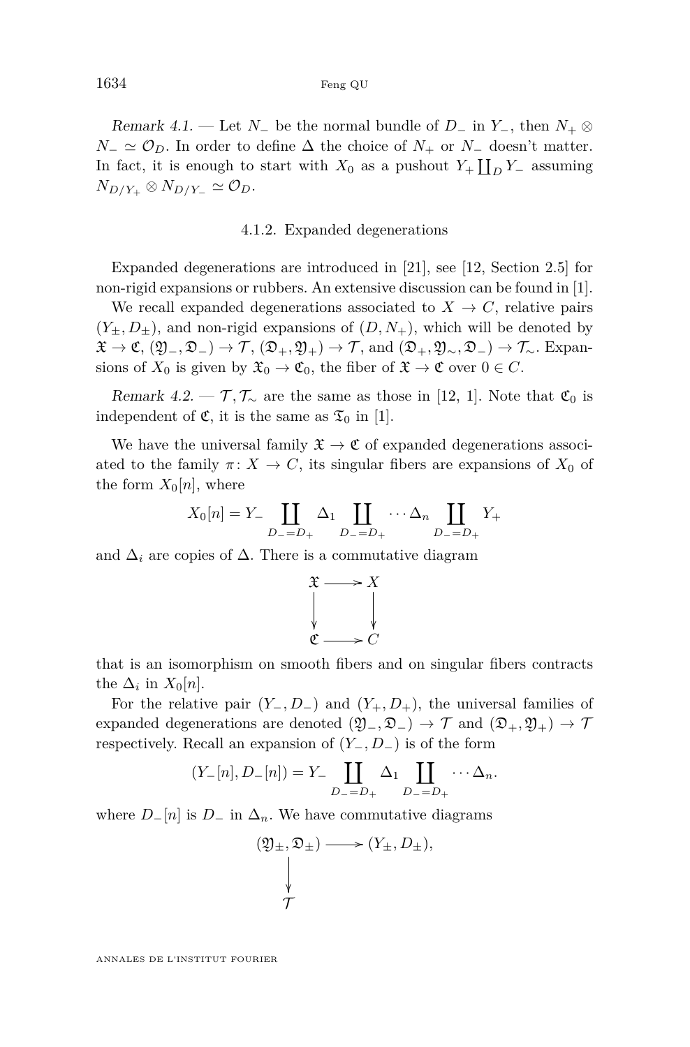*Remark 4.1.* — Let $N_-$ be the normal bundle of $D_-$ in $Y_-$, then $N_+ \otimes N_- \simeq \mathcal{O}_D$. In order to define $\Delta$ the choice of $N_+$ or $N_-$ doesn't matter. In fact, it is enough to start with $X_0$ as a pushout $Y_+ \coprod_D Y_-$ assuming $N_{D/Y_+} \otimes N_{D/Y_-} \simeq \mathcal{O}_D$.

### 4.1.2. Expanded degenerations

Expanded degenerations are introduced in [21], see [12, Section 2.5] for non-rigid expansions or rubbers. An extensive discussion can be found in [1].

We recall expanded degenerations associated to $X \to C$, relative pairs $(Y_\pm, D_\pm)$, and non-rigid expansions of $(D, N_+)$, which will be denoted by $\mathfrak{X} \to \mathfrak{C}$, $(\mathfrak{Y}_-, \mathfrak{D}_-) \to \mathcal{T}$, $(\mathfrak{D}_+, \mathfrak{Y}_+) \to \mathcal{T}$, and $(\mathfrak{D}_+, \mathfrak{Y}_\sim, \mathfrak{D}_-) \to \mathcal{T}_\sim$. Expansions of $X_0$ is given by $\mathfrak{X}_0 \to \mathfrak{C}_0$, the fiber of $\mathfrak{X} \to \mathfrak{C}$ over $0 \in C$.

*Remark 4.2.* — $\mathcal{T}, \mathcal{T}_\sim$ are the same as those in [12, 1]. Note that $\mathfrak{C}_0$ is independent of $\mathfrak{C}$, it is the same as $\mathfrak{T}_0$ in [1].

We have the universal family $\mathfrak{X} \to \mathfrak{C}$ of expanded degenerations associated to the family $\pi\colon X \to C$, its singular fibers are expansions of $X_0$ of the form $X_0[n]$, where

$$X_0[n] = Y_- \coprod_{D_- = D_+} \Delta_1 \coprod_{D_- = D_+} \cdots \Delta_n \coprod_{D_- = D_+} Y_+$$

and $\Delta_i$ are copies of $\Delta$. There is a commutative diagram

$$\begin{array}{ccc} \mathfrak{X} & \longrightarrow & X \\ \downarrow & & \downarrow \\ \mathfrak{C} & \longrightarrow & C \end{array}$$

that is an isomorphism on smooth fibers and on singular fibers contracts the $\Delta_i$ in $X_0[n]$.

For the relative pair $(Y_-, D_-)$ and $(Y_+, D_+)$, the universal families of expanded degenerations are denoted $(\mathfrak{Y}_-, \mathfrak{D}_-) \to \mathcal{T}$ and $(\mathfrak{D}_+, \mathfrak{Y}_+) \to \mathcal{T}$ respectively. Recall an expansion of $(Y_-, D_-)$ is of the form

$$(Y_-[n], D_-[n]) = Y_- \coprod_{D_- = D_+} \Delta_1 \coprod_{D_- = D_+} \cdots \Delta_n.$$

where $D_-[n]$ is $D_-$ in $\Delta_n$. We have commutative diagrams

$$\begin{array}{ccc} (\mathfrak{Y}_\pm, \mathfrak{D}_\pm) & \longrightarrow & (Y_\pm, D_\pm), \\ \downarrow & & \\ \mathcal{T} & & \end{array}$$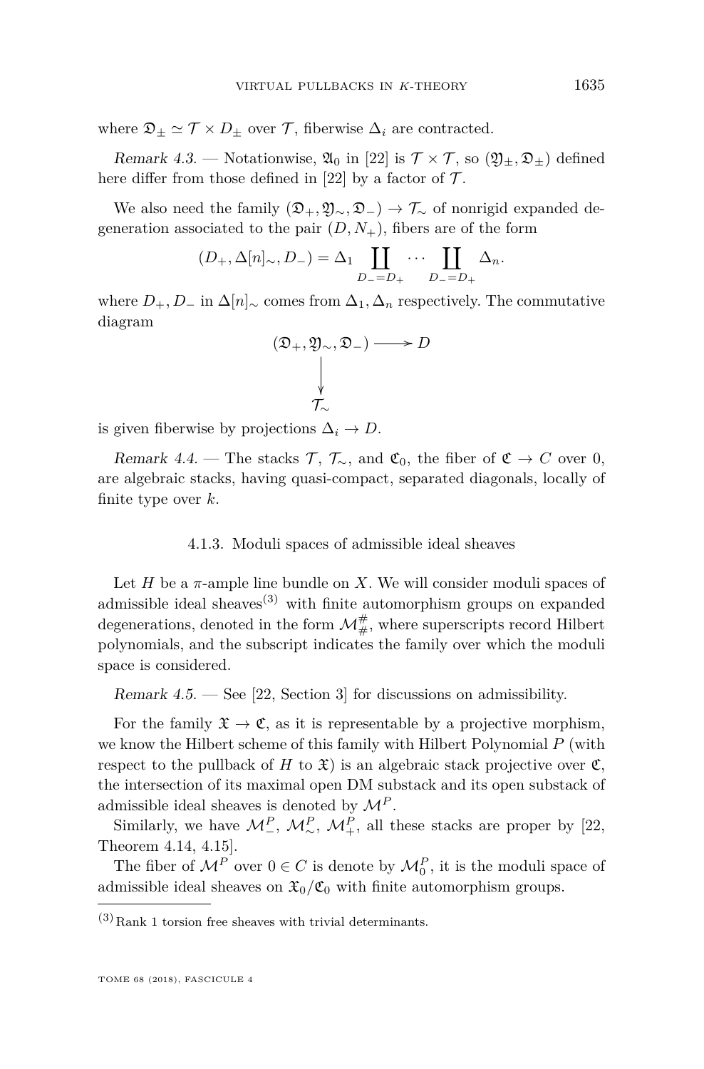where $\mathfrak{D}_\pm \simeq \mathcal{T} \times D_\pm$ over $\mathcal{T}$, fiberwise $\Delta_i$ are contracted.

*Remark 4.3.* — Notationwise, $\mathfrak{A}_0$ in [22] is $\mathcal{T} \times \mathcal{T}$, so $(\mathfrak{Y}_\pm, \mathfrak{D}_\pm)$ defined here differ from those defined in [22] by a factor of $\mathcal{T}$.

We also need the family $(\mathfrak{D}_+, \mathfrak{Y}_\sim, \mathfrak{D}_-) \to \mathcal{T}_\sim$ of nonrigid expanded degeneration associated to the pair $(D, N_+)$, fibers are of the form

$$(D_+, \Delta[n]_\sim, D_-) = \Delta_1 \coprod_{D_- = D_+} \cdots \coprod_{D_- = D_+} \Delta_n.$$

where $D_+, D_-$ in $\Delta[n]_\sim$ comes from $\Delta_1, \Delta_n$ respectively. The commutative diagram

$$\begin{array}{ccc} (\mathfrak{D}_+, \mathfrak{Y}_\sim, \mathfrak{D}_-) & \longrightarrow & D \\ \big\downarrow & & \\ \mathcal{T}_\sim & & \end{array}$$

is given fiberwise by projections $\Delta_i \to D$.

*Remark 4.4.* — The stacks $\mathcal{T}$, $\mathcal{T}_\sim$, and $\mathfrak{C}_0$, the fiber of $\mathfrak{C} \to C$ over 0, are algebraic stacks, having quasi-compact, separated diagonals, locally of finite type over $k$.

### 4.1.3. Moduli spaces of admissible ideal sheaves

Let $H$ be a $\pi$-ample line bundle on $X$. We will consider moduli spaces of admissible ideal sheaves[3] with finite automorphism groups on expanded degenerations, denoted in the form $\mathcal{M}_\#^\#$, where superscripts record Hilbert polynomials, and the subscript indicates the family over which the moduli space is considered.

*Remark 4.5.* — See [22, Section 3] for discussions on admissibility.

For the family $\mathfrak{X} \to \mathfrak{C}$, as it is representable by a projective morphism, we know the Hilbert scheme of this family with Hilbert Polynomial $P$ (with respect to the pullback of $H$ to $\mathfrak{X}$) is an algebraic stack projective over $\mathfrak{C}$, the intersection of its maximal open DM substack and its open substack of admissible ideal sheaves is denoted by $\mathcal{M}^P$.

Similarly, we have $\mathcal{M}_-^P$, $\mathcal{M}_\sim^P$, $\mathcal{M}_+^P$, all these stacks are proper by [22, Theorem 4.14, 4.15].

The fiber of $\mathcal{M}^P$ over $0 \in C$ is denote by $\mathcal{M}_0^P$, it is the moduli space of admissible ideal sheaves on $\mathfrak{X}_0/\mathfrak{C}_0$ with finite automorphism groups.

[3] Rank 1 torsion free sheaves with trivial determinants.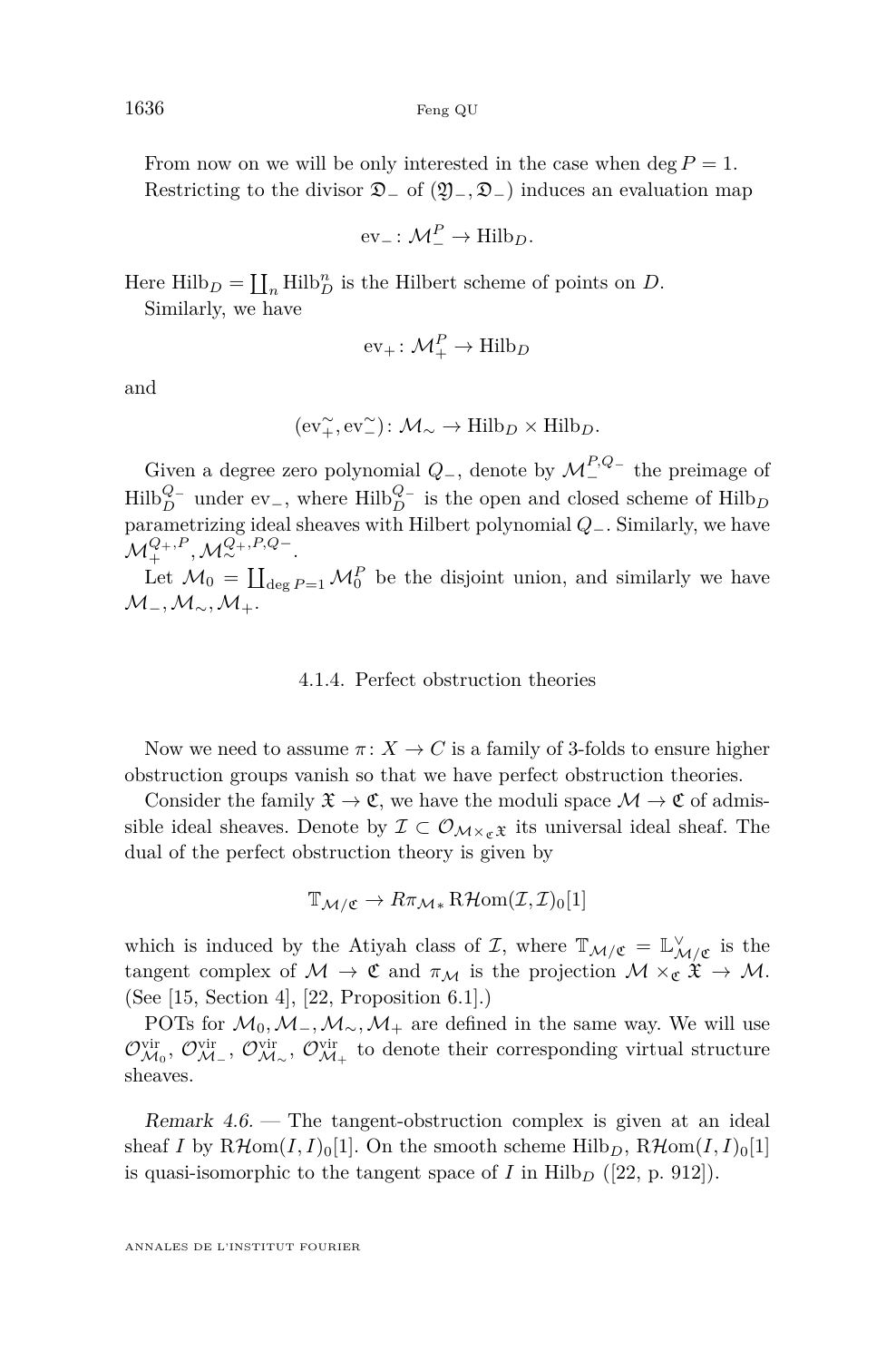From now on we will be only interested in the case when $\deg P = 1$.

Restricting to the divisor $\mathfrak{D}_-$ of $(\mathfrak{Y}_-, \mathfrak{D}_-)$ induces an evaluation map

$$\mathrm{ev}_- \colon \mathcal{M}_-^P \to \mathrm{Hilb}_D.$$

Here $\mathrm{Hilb}_D = \coprod_n \mathrm{Hilb}_D^n$ is the Hilbert scheme of points on $D$.

Similarly, we have

$$\mathrm{ev}_+ \colon \mathcal{M}_+^P \to \mathrm{Hilb}_D$$

and

$$(\mathrm{ev}_+^{\sim}, \mathrm{ev}_-^{\sim}) \colon \mathcal{M}_\sim \to \mathrm{Hilb}_D \times \mathrm{Hilb}_D.$$

Given a degree zero polynomial $Q_-$, denote by $\mathcal{M}_-^{P,Q_-}$ the preimage of $\mathrm{Hilb}_D^{Q_-}$ under $\mathrm{ev}_-$, where $\mathrm{Hilb}_D^{Q_-}$ is the open and closed scheme of $\mathrm{Hilb}_D$ parametrizing ideal sheaves with Hilbert polynomial $Q_-$. Similarly, we have $\mathcal{M}_+^{Q_+,P}, \mathcal{M}_\sim^{Q_+,P,Q_-}$.

Let $\mathcal{M}_0 = \coprod_{\deg P = 1} \mathcal{M}_0^P$ be the disjoint union, and similarly we have $\mathcal{M}_-, \mathcal{M}_\sim, \mathcal{M}_+$.

### 4.1.4. Perfect obstruction theories

Now we need to assume $\pi \colon X \to C$ is a family of 3-folds to ensure higher obstruction groups vanish so that we have perfect obstruction theories.

Consider the family $\mathfrak{X} \to \mathfrak{C}$, we have the moduli space $\mathcal{M} \to \mathfrak{C}$ of admissible ideal sheaves. Denote by $\mathcal{I} \subset \mathcal{O}_{\mathcal{M} \times_{\mathfrak{C}} \mathfrak{X}}$ its universal ideal sheaf. The dual of the perfect obstruction theory is given by

$$\mathbb{T}_{\mathcal{M}/\mathfrak{C}} \to R\pi_{\mathcal{M}*} \mathrm{R}\mathcal{H}\mathrm{om}(\mathcal{I}, \mathcal{I})_0[1]$$

which is induced by the Atiyah class of $\mathcal{I}$, where $\mathbb{T}_{\mathcal{M}/\mathfrak{C}} = \mathbb{L}_{\mathcal{M}/\mathfrak{C}}^\vee$ is the tangent complex of $\mathcal{M} \to \mathfrak{C}$ and $\pi_{\mathcal{M}}$ is the projection $\mathcal{M} \times_{\mathfrak{C}} \mathfrak{X} \to \mathcal{M}$. (See [15, Section 4], [22, Proposition 6.1].)

POTs for $\mathcal{M}_0, \mathcal{M}_-, \mathcal{M}_\sim, \mathcal{M}_+$ are defined in the same way. We will use $\mathcal{O}_{\mathcal{M}_0}^{\mathrm{vir}}$, $\mathcal{O}_{\mathcal{M}_-}^{\mathrm{vir}}$, $\mathcal{O}_{\mathcal{M}_\sim}^{\mathrm{vir}}$, $\mathcal{O}_{\mathcal{M}_+}^{\mathrm{vir}}$ to denote their corresponding virtual structure sheaves.

*Remark 4.6.* — The tangent-obstruction complex is given at an ideal sheaf $I$ by $\mathrm{R}\mathcal{H}\mathrm{om}(I, I)_0[1]$. On the smooth scheme $\mathrm{Hilb}_D$, $\mathrm{R}\mathcal{H}\mathrm{om}(I, I)_0[1]$ is quasi-isomorphic to the tangent space of $I$ in $\mathrm{Hilb}_D$ ([22, p. 912]).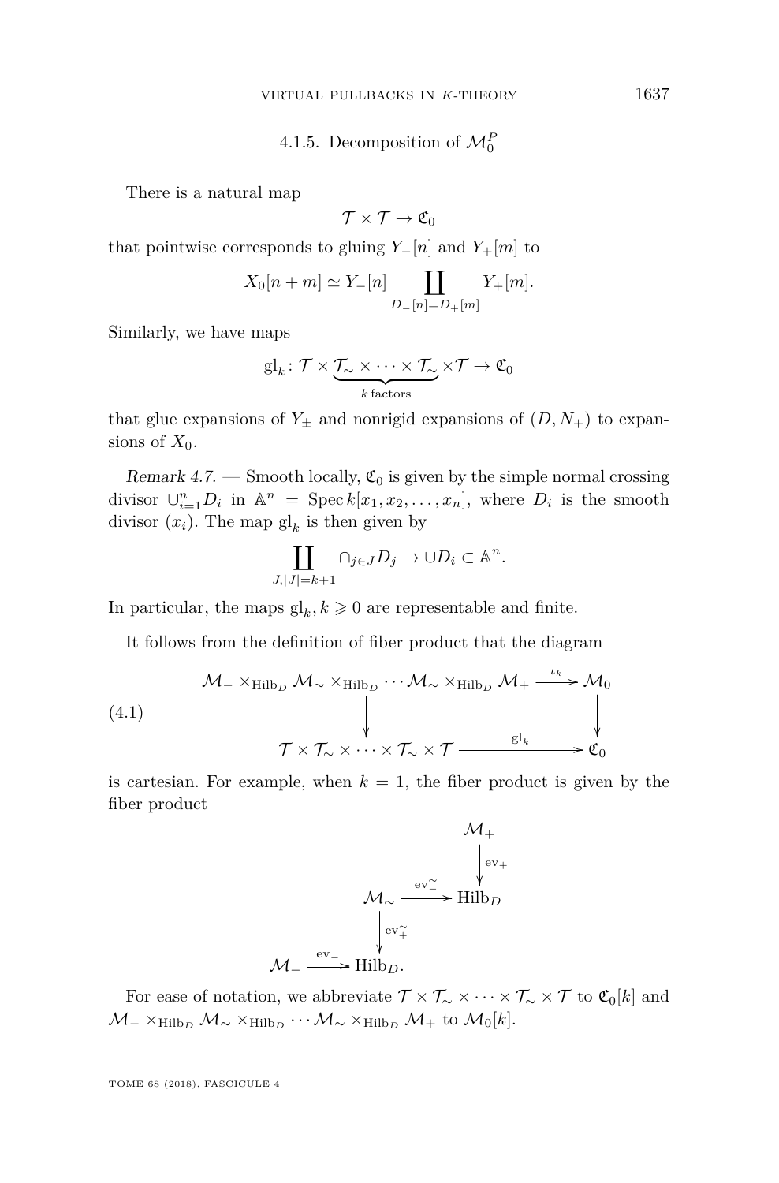#### 4.1.5. Decomposition of $\mathcal{M}_0^P$

There is a natural map

$$\mathcal{T} \times \mathcal{T} \to \mathfrak{C}_0$$

that pointwise corresponds to gluing $Y_-[n]$ and $Y_+[m]$ to

$$X_0[n+m] \simeq Y_-[n] \coprod_{D_-[n]=D_+[m]} Y_+[m].$$

Similarly, we have maps

$$\mathrm{gl}_k \colon \mathcal{T} \times \underbrace{\mathcal{T}_\sim \times \cdots \times \mathcal{T}_\sim}_{k\,\text{factors}} \times \mathcal{T} \to \mathfrak{C}_0$$

that glue expansions of $Y_\pm$ and nonrigid expansions of $(D, N_+)$ to expansions of $X_0$.

*Remark 4.7.* — Smooth locally, $\mathfrak{C}_0$ is given by the simple normal crossing divisor $\cup_{i=1}^n D_i$ in $\mathbb{A}^n = \operatorname{Spec} k[x_1, x_2, \ldots, x_n]$, where $D_i$ is the smooth divisor $(x_i)$. The map $\mathrm{gl}_k$ is then given by

$$\coprod_{J, |J|=k+1} \cap_{j \in J} D_j \to \cup D_i \subset \mathbb{A}^n.$$

In particular, the maps $\mathrm{gl}_k, k \geqslant 0$ are representable and finite.

It follows from the definition of fiber product that the diagram

$$(4.1) \qquad \begin{array}{ccc} \mathcal{M}_- \times_{\mathrm{Hilb}_D} \mathcal{M}_\sim \times_{\mathrm{Hilb}_D} \cdots \mathcal{M}_\sim \times_{\mathrm{Hilb}_D} \mathcal{M}_+ & \xrightarrow{\iota_k} & \mathcal{M}_0 \\ \downarrow & & \downarrow \\ \mathcal{T} \times \mathcal{T}_\sim \times \cdots \times \mathcal{T}_\sim \times \mathcal{T} & \xrightarrow{\mathrm{gl}_k} & \mathfrak{C}_0 \end{array}$$

is cartesian. For example, when $k = 1$, the fiber product is given by the fiber product

$$\begin{array}{ccccc} & & & & \mathcal{M}_+ \\ & & & & \downarrow \mathrm{ev}_+ \\ & & \mathcal{M}_\sim & \xrightarrow{\mathrm{ev}_-^\sim} & \mathrm{Hilb}_D \\ & & \downarrow \mathrm{ev}_+^\sim & & \\ \mathcal{M}_- & \xrightarrow{\mathrm{ev}_-} & \mathrm{Hilb}_D. & & \end{array}$$

For ease of notation, we abbreviate $\mathcal{T} \times \mathcal{T}_\sim \times \cdots \times \mathcal{T}_\sim \times \mathcal{T}$ to $\mathfrak{C}_0[k]$ and $\mathcal{M}_- \times_{\mathrm{Hilb}_D} \mathcal{M}_\sim \times_{\mathrm{Hilb}_D} \cdots \mathcal{M}_\sim \times_{\mathrm{Hilb}_D} \mathcal{M}_+$ to $\mathcal{M}_0[k]$.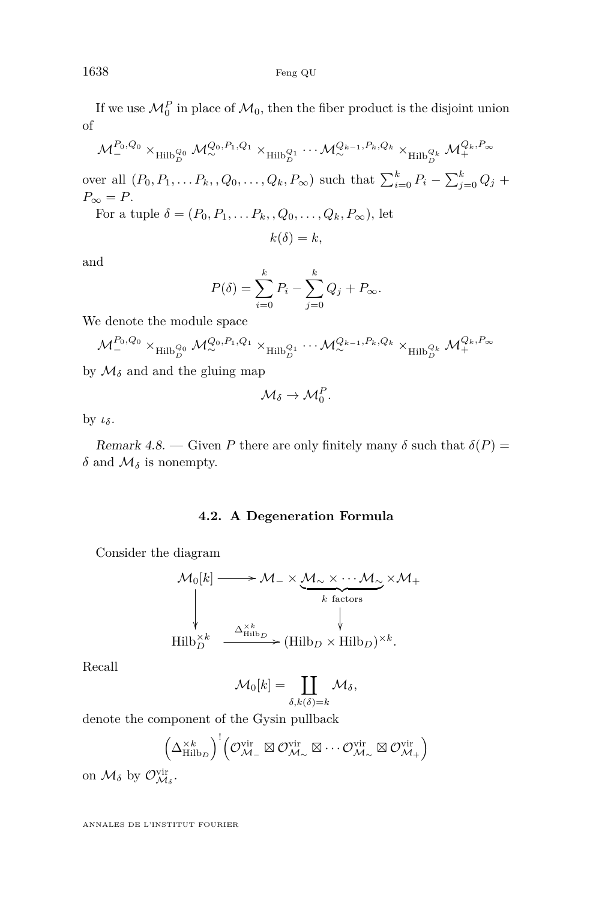If we use $\mathcal{M}_0^P$ in place of $\mathcal{M}_0$, then the fiber product is the disjoint union of

$$\mathcal{M}_-^{P_0,Q_0} \times_{\mathrm{Hilb}_D^{Q_0}} \mathcal{M}_\sim^{Q_0,P_1,Q_1} \times_{\mathrm{Hilb}_D^{Q_1}} \cdots \mathcal{M}_\sim^{Q_{k-1},P_k,Q_k} \times_{\mathrm{Hilb}_D^{Q_k}} \mathcal{M}_+^{Q_k,P_\infty}$$

over all $(P_0, P_1, \ldots P_k, , Q_0, \ldots, Q_k, P_\infty)$ such that $\sum_{i=0}^k P_i - \sum_{j=0}^k Q_j + P_\infty = P$.

For a tuple $\delta = (P_0, P_1, \ldots P_k, , Q_0, \ldots, Q_k, P_\infty)$, let

$$k(\delta) = k,$$

and

$$P(\delta) = \sum_{i=0}^k P_i - \sum_{j=0}^k Q_j + P_\infty.$$

We denote the module space

$$\mathcal{M}_-^{P_0,Q_0} \times_{\mathrm{Hilb}_D^{Q_0}} \mathcal{M}_\sim^{Q_0,P_1,Q_1} \times_{\mathrm{Hilb}_D^{Q_1}} \cdots \mathcal{M}_\sim^{Q_{k-1},P_k,Q_k} \times_{\mathrm{Hilb}_D^{Q_k}} \mathcal{M}_+^{Q_k,P_\infty}$$

by $\mathcal{M}_\delta$ and and the gluing map

$$\mathcal{M}_\delta \to \mathcal{M}_0^P.$$

by $\iota_\delta$.

*Remark 4.8.* — Given $P$ there are only finitely many $\delta$ such that $\delta(P) = \delta$ and $\mathcal{M}_\delta$ is nonempty.

## 4.2. A Degeneration Formula

Consider the diagram

$$\begin{array}{ccc} \mathcal{M}_0[k] & \longrightarrow & \mathcal{M}_- \times \underbrace{\mathcal{M}_\sim \times \cdots \mathcal{M}_\sim}_{k \text{ factors}} \times \mathcal{M}_+ \\ \downarrow & & \downarrow \\ \mathrm{Hilb}_D^{\times k} & \xrightarrow{\Delta_{\mathrm{Hilb}_D}^{\times k}} & (\mathrm{Hilb}_D \times \mathrm{Hilb}_D)^{\times k}. \end{array}$$

Recall

$$\mathcal{M}_0[k] = \coprod_{\delta, k(\delta)=k} \mathcal{M}_\delta,$$

denote the component of the Gysin pullback

$$\left(\Delta_{\mathrm{Hilb}_D}^{\times k}\right)^! \left(\mathcal{O}_{\mathcal{M}_-}^{\mathrm{vir}} \boxtimes \mathcal{O}_{\mathcal{M}_\sim}^{\mathrm{vir}} \boxtimes \cdots \mathcal{O}_{\mathcal{M}_\sim}^{\mathrm{vir}} \boxtimes \mathcal{O}_{\mathcal{M}_+}^{\mathrm{vir}}\right)$$

on $\mathcal{M}_\delta$ by $\mathcal{O}_{\mathcal{M}_\delta}^{\mathrm{vir}}$.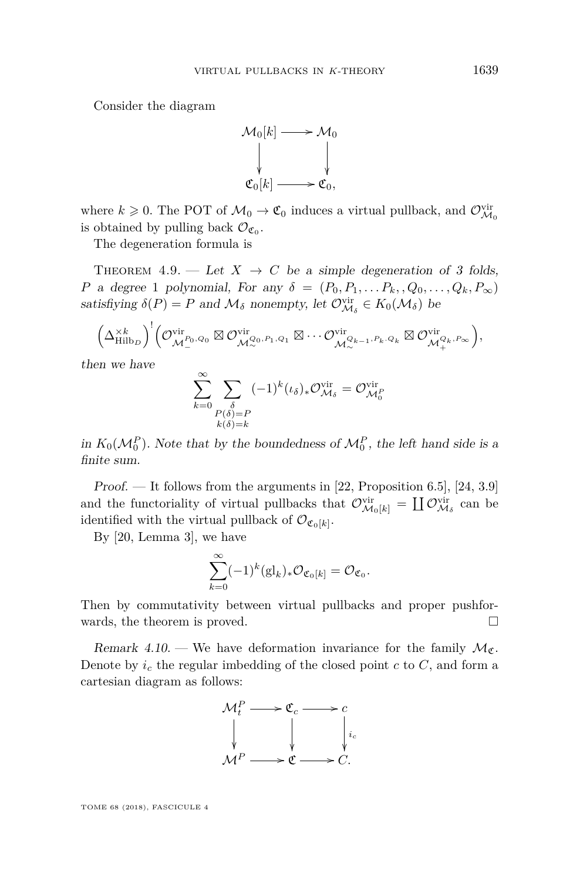Consider the diagram

$$\begin{array}{ccc} \mathcal{M}_0[k] & \longrightarrow & \mathcal{M}_0 \\ \downarrow & & \downarrow \\ \mathfrak{C}_0[k] & \longrightarrow & \mathfrak{C}_0, \end{array}$$

where $k \geqslant 0$. The POT of $\mathcal{M}_0 \to \mathfrak{C}_0$ induces a virtual pullback, and $\mathcal{O}^{\mathrm{vir}}_{\mathcal{M}_0}$ is obtained by pulling back $\mathcal{O}_{\mathfrak{C}_0}$.

The degeneration formula is

Theorem 4.9. — *Let $X \to C$ be a simple degeneration of 3 folds, $P$ a degree 1 polynomial, For any $\delta = (P_0, P_1, \dots P_k, , Q_0, \dots, Q_k, P_\infty)$ satisfiying $\delta(P) = P$ and $\mathcal{M}_\delta$ nonempty, let $\mathcal{O}^{\mathrm{vir}}_{\mathcal{M}_\delta} \in K_0(\mathcal{M}_\delta)$ be*

$$\left(\Delta^{\times k}_{\mathrm{Hilb}_D}\right)^! \left(\mathcal{O}^{\mathrm{vir}}_{\mathcal{M}_-^{P_0,Q_0}} \boxtimes \mathcal{O}^{\mathrm{vir}}_{\mathcal{M}_\sim^{Q_0,P_1,Q_1}} \boxtimes \cdots \mathcal{O}^{\mathrm{vir}}_{\mathcal{M}_\sim^{Q_{k-1},P_k \cdot Q_k}} \boxtimes \mathcal{O}^{\mathrm{vir}}_{\mathcal{M}_+^{Q_k,P_\infty}}\right),$$

*then we have*

$$\sum_{k=0}^{\infty} \sum_{\substack{\delta \\ P(\delta)=P \\ k(\delta)=k}} (-1)^k (\iota_\delta)_* \mathcal{O}^{\mathrm{vir}}_{\mathcal{M}_\delta} = \mathcal{O}^{\mathrm{vir}}_{\mathcal{M}_0^P}$$

*in $K_0(\mathcal{M}_0^P)$. Note that by the boundedness of $\mathcal{M}_0^P$, the left hand side is a finite sum.*

*Proof.* — It follows from the arguments in [22, Proposition 6.5], [24, 3.9] and the functoriality of virtual pullbacks that $\mathcal{O}^{\mathrm{vir}}_{\mathcal{M}_0[k]} = \coprod \mathcal{O}^{\mathrm{vir}}_{\mathcal{M}_\delta}$ can be identified with the virtual pullback of $\mathcal{O}_{\mathfrak{C}_0[k]}$.

By [20, Lemma 3], we have

$$\sum_{k=0}^{\infty} (-1)^k (\mathrm{gl}_k)_* \mathcal{O}_{\mathfrak{C}_0[k]} = \mathcal{O}_{\mathfrak{C}_0}.$$

Then by commutativity between virtual pullbacks and proper pushforwards, the theorem is proved. □

*Remark 4.10.* — We have deformation invariance for the family $\mathcal{M}_{\mathfrak{C}}$. Denote by $i_c$ the regular imbedding of the closed point $c$ to $C$, and form a cartesian diagram as follows:

$$\begin{array}{ccccc} \mathcal{M}_t^P & \longrightarrow & \mathfrak{C}_c & \longrightarrow & c \\ \downarrow & & \downarrow & & \downarrow{\scriptstyle i_c} \\ \mathcal{M}^P & \longrightarrow & \mathfrak{C} & \longrightarrow & C. \end{array}$$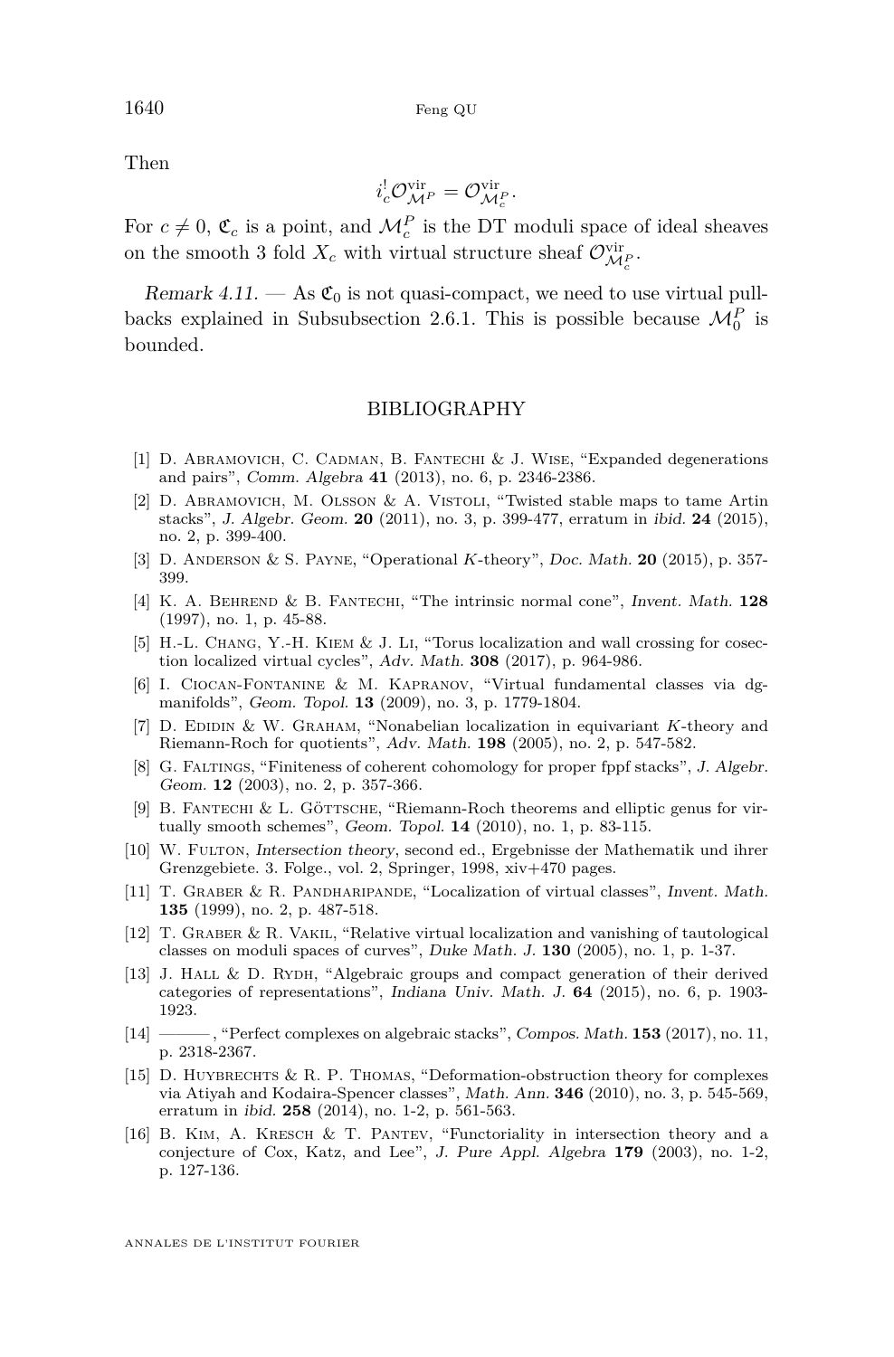Then

$$i_c^! \mathcal{O}^{\mathrm{vir}}_{\mathcal{M}^P} = \mathcal{O}^{\mathrm{vir}}_{\mathcal{M}^P_c}.$$

For $c \neq 0$, $\mathfrak{C}_c$ is a point, and $\mathcal{M}^P_c$ is the DT moduli space of ideal sheaves on the smooth 3 fold $X_c$ with virtual structure sheaf $\mathcal{O}^{\mathrm{vir}}_{\mathcal{M}^P_c}$.

*Remark 4.11.* — As $\mathfrak{C}_0$ is not quasi-compact, we need to use virtual pullbacks explained in Subsubsection 2.6.1. This is possible because $\mathcal{M}^P_0$ is bounded.

## BIBLIOGRAPHY

[1] D. Abramovich, C. Cadman, B. Fantechi & J. Wise, "Expanded degenerations and pairs", *Comm. Algebra* **41** (2013), no. 6, p. 2346-2386.

[2] D. Abramovich, M. Olsson & A. Vistoli, "Twisted stable maps to tame Artin stacks", *J. Algebr. Geom.* **20** (2011), no. 3, p. 399-477, erratum in *ibid.* **24** (2015), no. 2, p. 399-400.

[3] D. Anderson & S. Payne, "Operational $K$-theory", *Doc. Math.* **20** (2015), p. 357-399.

[4] K. A. Behrend & B. Fantechi, "The intrinsic normal cone", *Invent. Math.* **128** (1997), no. 1, p. 45-88.

[5] H.-L. Chang, Y.-H. Kiem & J. Li, "Torus localization and wall crossing for cosection localized virtual cycles", *Adv. Math.* **308** (2017), p. 964-986.

[6] I. Ciocan-Fontanine & M. Kapranov, "Virtual fundamental classes via dg-manifolds", *Geom. Topol.* **13** (2009), no. 3, p. 1779-1804.

[7] D. Edidin & W. Graham, "Nonabelian localization in equivariant $K$-theory and Riemann-Roch for quotients", *Adv. Math.* **198** (2005), no. 2, p. 547-582.

[8] G. Faltings, "Finiteness of coherent cohomology for proper fppf stacks", *J. Algebr. Geom.* **12** (2003), no. 2, p. 357-366.

[9] B. Fantechi & L. Göttsche, "Riemann-Roch theorems and elliptic genus for virtually smooth schemes", *Geom. Topol.* **14** (2010), no. 1, p. 83-115.

[10] W. Fulton, *Intersection theory*, second ed., Ergebnisse der Mathematik und ihrer Grenzgebiete. 3. Folge., vol. 2, Springer, 1998, xiv+470 pages.

[11] T. Graber & R. Pandharipande, "Localization of virtual classes", *Invent. Math.* **135** (1999), no. 2, p. 487-518.

[12] T. Graber & R. Vakil, "Relative virtual localization and vanishing of tautological classes on moduli spaces of curves", *Duke Math. J.* **130** (2005), no. 1, p. 1-37.

[13] J. Hall & D. Rydh, "Algebraic groups and compact generation of their derived categories of representations", *Indiana Univ. Math. J.* **64** (2015), no. 6, p. 1903-1923.

[14] ———, "Perfect complexes on algebraic stacks", *Compos. Math.* **153** (2017), no. 11, p. 2318-2367.

[15] D. Huybrechts & R. P. Thomas, "Deformation-obstruction theory for complexes via Atiyah and Kodaira-Spencer classes", *Math. Ann.* **346** (2010), no. 3, p. 545-569, erratum in *ibid.* **258** (2014), no. 1-2, p. 561-563.

[16] B. Kim, A. Kresch & T. Pantev, "Functoriality in intersection theory and a conjecture of Cox, Katz, and Lee", *J. Pure Appl. Algebra* **179** (2003), no. 1-2, p. 127-136.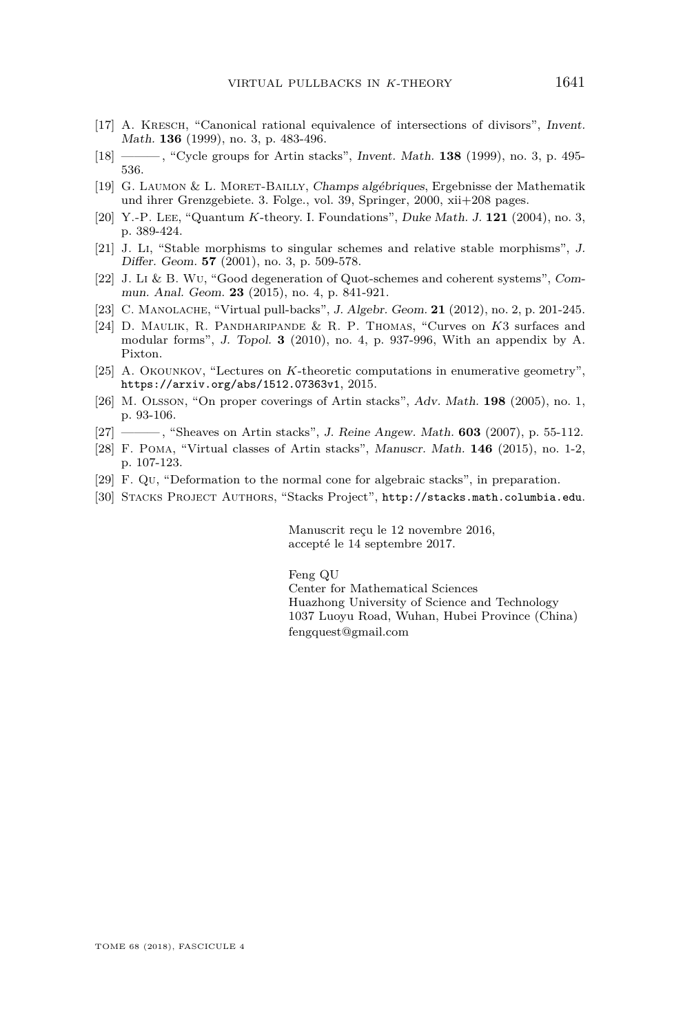[17] A. Kresch, "Canonical rational equivalence of intersections of divisors", *Invent. Math.* **136** (1999), no. 3, p. 483-496.

[18] ———, "Cycle groups for Artin stacks", *Invent. Math.* **138** (1999), no. 3, p. 495-536.

[19] G. Laumon & L. Moret-Bailly, *Champs algébriques*, Ergebnisse der Mathematik und ihrer Grenzgebiete. 3. Folge., vol. 39, Springer, 2000, xii+208 pages.

[20] Y.-P. Lee, "Quantum $K$-theory. I. Foundations", *Duke Math. J.* **121** (2004), no. 3, p. 389-424.

[21] J. Li, "Stable morphisms to singular schemes and relative stable morphisms", *J. Differ. Geom.* **57** (2001), no. 3, p. 509-578.

[22] J. Li & B. Wu, "Good degeneration of Quot-schemes and coherent systems", *Commun. Anal. Geom.* **23** (2015), no. 4, p. 841-921.

[23] C. Manolache, "Virtual pull-backs", *J. Algebr. Geom.* **21** (2012), no. 2, p. 201-245.

[24] D. Maulik, R. Pandharipande & R. P. Thomas, "Curves on $K3$ surfaces and modular forms", *J. Topol.* **3** (2010), no. 4, p. 937-996, With an appendix by A. Pixton.

[25] A. Okounkov, "Lectures on $K$-theoretic computations in enumerative geometry", `https://arxiv.org/abs/1512.07363v1`, 2015.

[26] M. Olsson, "On proper coverings of Artin stacks", *Adv. Math.* **198** (2005), no. 1, p. 93-106.

[27] ———, "Sheaves on Artin stacks", *J. Reine Angew. Math.* **603** (2007), p. 55-112.

[28] F. Poma, "Virtual classes of Artin stacks", *Manuscr. Math.* **146** (2015), no. 1-2, p. 107-123.

[29] F. Qu, "Deformation to the normal cone for algebraic stacks", in preparation.

[30] Stacks Project Authors, "Stacks Project", `http://stacks.math.columbia.edu`.

Manuscrit reçu le 12 novembre 2016,
accepté le 14 septembre 2017.

Feng QU
Center for Mathematical Sciences
Huazhong University of Science and Technology
1037 Luoyu Road, Wuhan, Hubei Province (China)
fengquest@gmail.com